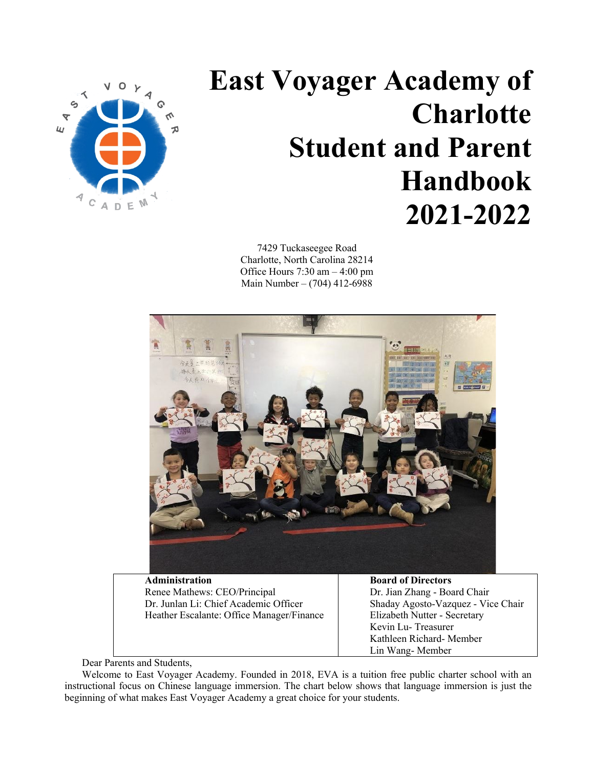# East Voyager Academy of Charlotte Student and Parent Handbook 2021-2022

7429 Tuckaseegee Road
Charlotte, North Carolina 28214
Office Hours 7:30 am – 4:00 pm
Main Number – (704) 412-6988

| Administration | Board of Directors |
|---|---|
| Renee Mathews: CEO/Principal | Dr. Jian Zhang - Board Chair |
| Dr. Junlan Li: Chief Academic Officer | Shaday Agosto-Vazquez - Vice Chair |
| Heather Escalante: Office Manager/Finance | Elizabeth Nutter - Secretary |
| | Kevin Lu- Treasurer |
| | Kathleen Richard- Member |
| | Lin Wang- Member |

Dear Parents and Students,

Welcome to East Voyager Academy. Founded in 2018, EVA is a tuition free public charter school with an instructional focus on Chinese language immersion. The chart below shows that language immersion is just the beginning of what makes East Voyager Academy a great choice for your students.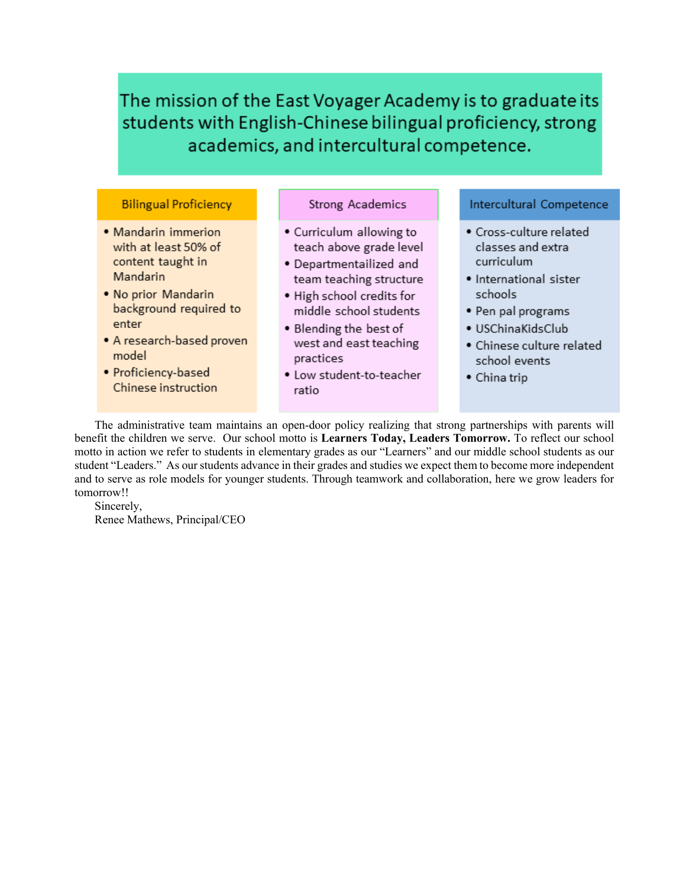**The mission of the East Voyager Academy is to graduate its students with English-Chinese bilingual proficiency, strong academics, and intercultural competence.**

**Bilingual Proficiency**

- Mandarin immerion with at least 50% of content taught in Mandarin
- No prior Mandarin background required to enter
- A research-based proven model
- Proficiency-based Chinese instruction

**Strong Academics**

- Curriculum allowing to teach above grade level
- Departmentalized and team teaching structure
- High school credits for middle school students
- Blending the best of west and east teaching practices
- Low student-to-teacher ratio

**Intercultural Competence**

- Cross-culture related classes and extra curriculum
- International sister schools
- Pen pal programs
- USChinaKidsClub
- Chinese culture related school events
- China trip

The administrative team maintains an open-door policy realizing that strong partnerships with parents will benefit the children we serve. Our school motto is **Learners Today, Leaders Tomorrow.** To reflect our school motto in action we refer to students in elementary grades as our "Learners" and our middle school students as our student "Leaders." As our students advance in their grades and studies we expect them to become more independent and to serve as role models for younger students. Through teamwork and collaboration, here we grow leaders for tomorrow!!

Sincerely,
Renee Mathews, Principal/CEO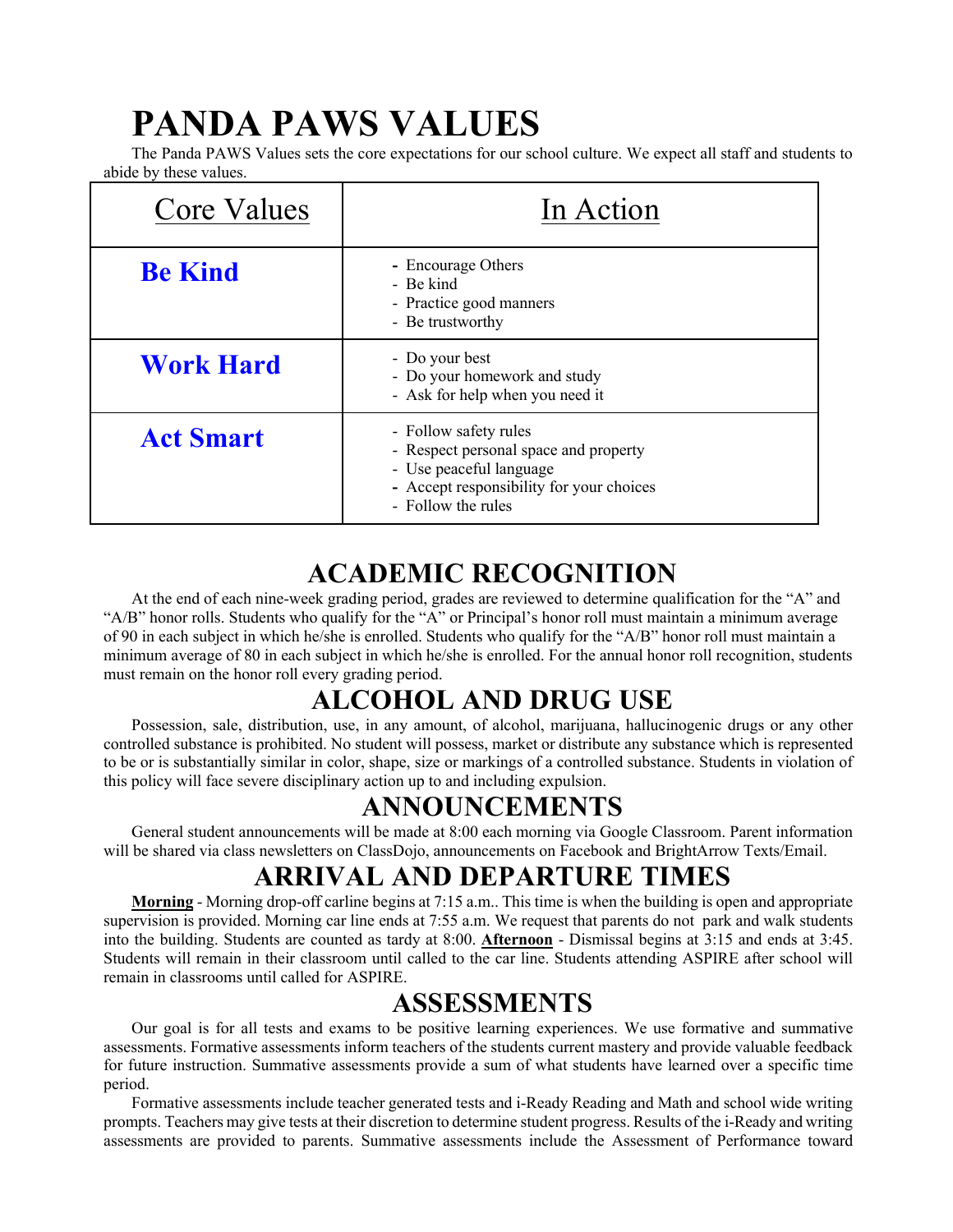# PANDA PAWS VALUES

The Panda PAWS Values sets the core expectations for our school culture. We expect all staff and students to abide by these values.

| Core Values | In Action |
|---|---|
| **Be Kind** | - Encourage Others<br>- Be kind<br>- Practice good manners<br>- Be trustworthy |
| **Work Hard** | - Do your best<br>- Do your homework and study<br>- Ask for help when you need it |
| **Act Smart** | - Follow safety rules<br>- Respect personal space and property<br>- Use peaceful language<br>- Accept responsibility for your choices<br>- Follow the rules |

## ACADEMIC RECOGNITION

At the end of each nine-week grading period, grades are reviewed to determine qualification for the "A" and "A/B" honor rolls. Students who qualify for the "A" or Principal's honor roll must maintain a minimum average of 90 in each subject in which he/she is enrolled. Students who qualify for the "A/B" honor roll must maintain a minimum average of 80 in each subject in which he/she is enrolled. For the annual honor roll recognition, students must remain on the honor roll every grading period.

## ALCOHOL AND DRUG USE

Possession, sale, distribution, use, in any amount, of alcohol, marijuana, hallucinogenic drugs or any other controlled substance is prohibited. No student will possess, market or distribute any substance which is represented to be or is substantially similar in color, shape, size or markings of a controlled substance. Students in violation of this policy will face severe disciplinary action up to and including expulsion.

## ANNOUNCEMENTS

General student announcements will be made at 8:00 each morning via Google Classroom. Parent information will be shared via class newsletters on ClassDojo, announcements on Facebook and BrightArrow Texts/Email.

## ARRIVAL AND DEPARTURE TIMES

**Morning** - Morning drop-off carline begins at 7:15 a.m.. This time is when the building is open and appropriate supervision is provided. Morning car line ends at 7:55 a.m. We request that parents do not park and walk students into the building. Students are counted as tardy at 8:00. **Afternoon** - Dismissal begins at 3:15 and ends at 3:45. Students will remain in their classroom until called to the car line. Students attending ASPIRE after school will remain in classrooms until called for ASPIRE.

## ASSESSMENTS

Our goal is for all tests and exams to be positive learning experiences. We use formative and summative assessments. Formative assessments inform teachers of the students current mastery and provide valuable feedback for future instruction. Summative assessments provide a sum of what students have learned over a specific time period.

Formative assessments include teacher generated tests and i-Ready Reading and Math and school wide writing prompts. Teachers may give tests at their discretion to determine student progress. Results of the i-Ready and writing assessments are provided to parents. Summative assessments include the Assessment of Performance toward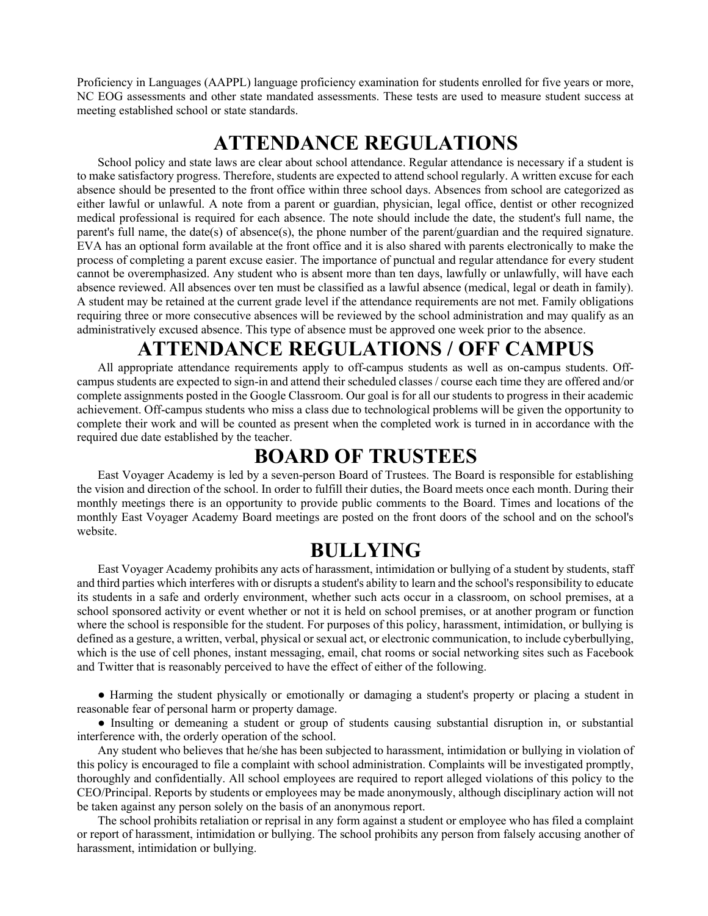Proficiency in Languages (AAPPL) language proficiency examination for students enrolled for five years or more, NC EOG assessments and other state mandated assessments. These tests are used to measure student success at meeting established school or state standards.

# ATTENDANCE REGULATIONS

School policy and state laws are clear about school attendance. Regular attendance is necessary if a student is to make satisfactory progress. Therefore, students are expected to attend school regularly. A written excuse for each absence should be presented to the front office within three school days. Absences from school are categorized as either lawful or unlawful. A note from a parent or guardian, physician, legal office, dentist or other recognized medical professional is required for each absence. The note should include the date, the student's full name, the parent's full name, the date(s) of absence(s), the phone number of the parent/guardian and the required signature. EVA has an optional form available at the front office and it is also shared with parents electronically to make the process of completing a parent excuse easier. The importance of punctual and regular attendance for every student cannot be overemphasized. Any student who is absent more than ten days, lawfully or unlawfully, will have each absence reviewed. All absences over ten must be classified as a lawful absence (medical, legal or death in family). A student may be retained at the current grade level if the attendance requirements are not met. Family obligations requiring three or more consecutive absences will be reviewed by the school administration and may qualify as an administratively excused absence. This type of absence must be approved one week prior to the absence.

# ATTENDANCE REGULATIONS / OFF CAMPUS

All appropriate attendance requirements apply to off-campus students as well as on-campus students. Off-campus students are expected to sign-in and attend their scheduled classes / course each time they are offered and/or complete assignments posted in the Google Classroom. Our goal is for all our students to progress in their academic achievement. Off-campus students who miss a class due to technological problems will be given the opportunity to complete their work and will be counted as present when the completed work is turned in in accordance with the required due date established by the teacher.

# BOARD OF TRUSTEES

East Voyager Academy is led by a seven-person Board of Trustees. The Board is responsible for establishing the vision and direction of the school. In order to fulfill their duties, the Board meets once each month. During their monthly meetings there is an opportunity to provide public comments to the Board. Times and locations of the monthly East Voyager Academy Board meetings are posted on the front doors of the school and on the school's website.

# BULLYING

East Voyager Academy prohibits any acts of harassment, intimidation or bullying of a student by students, staff and third parties which interferes with or disrupts a student's ability to learn and the school's responsibility to educate its students in a safe and orderly environment, whether such acts occur in a classroom, on school premises, at a school sponsored activity or event whether or not it is held on school premises, or at another program or function where the school is responsible for the student. For purposes of this policy, harassment, intimidation, or bullying is defined as a gesture, a written, verbal, physical or sexual act, or electronic communication, to include cyberbullying, which is the use of cell phones, instant messaging, email, chat rooms or social networking sites such as Facebook and Twitter that is reasonably perceived to have the effect of either of the following.

- Harming the student physically or emotionally or damaging a student's property or placing a student in reasonable fear of personal harm or property damage.
- Insulting or demeaning a student or group of students causing substantial disruption in, or substantial interference with, the orderly operation of the school.

Any student who believes that he/she has been subjected to harassment, intimidation or bullying in violation of this policy is encouraged to file a complaint with school administration. Complaints will be investigated promptly, thoroughly and confidentially. All school employees are required to report alleged violations of this policy to the CEO/Principal. Reports by students or employees may be made anonymously, although disciplinary action will not be taken against any person solely on the basis of an anonymous report.

The school prohibits retaliation or reprisal in any form against a student or employee who has filed a complaint or report of harassment, intimidation or bullying. The school prohibits any person from falsely accusing another of harassment, intimidation or bullying.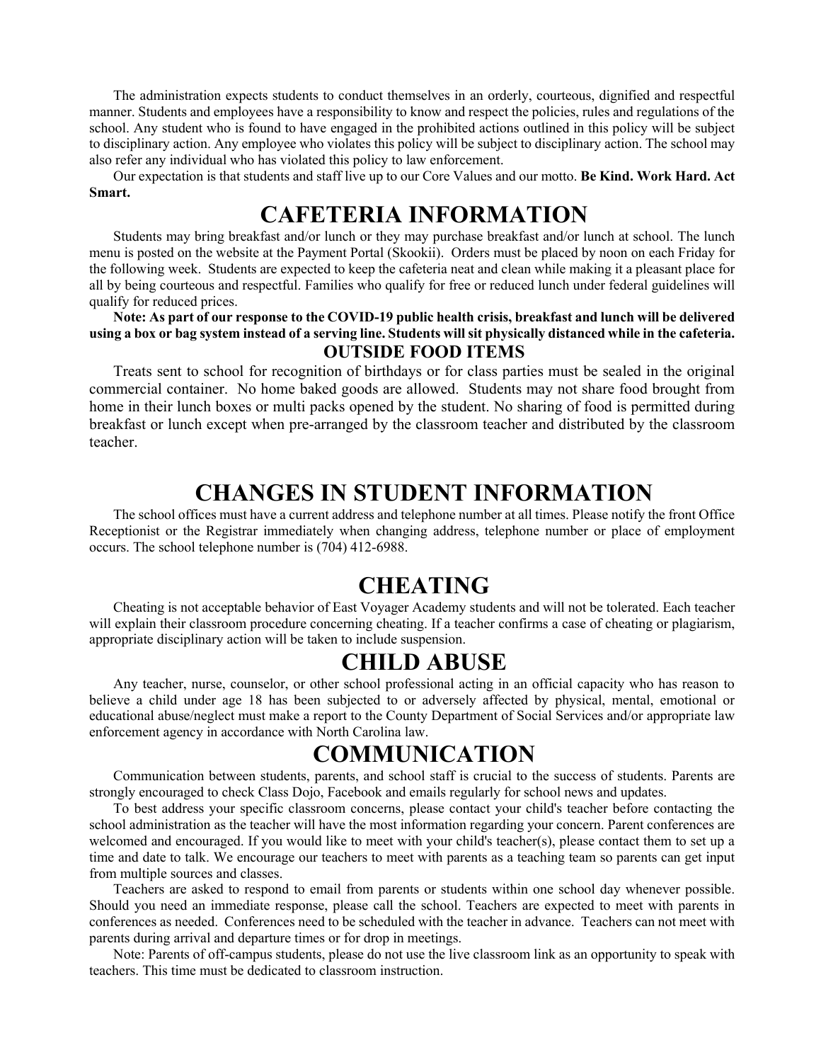The administration expects students to conduct themselves in an orderly, courteous, dignified and respectful manner. Students and employees have a responsibility to know and respect the policies, rules and regulations of the school. Any student who is found to have engaged in the prohibited actions outlined in this policy will be subject to disciplinary action. Any employee who violates this policy will be subject to disciplinary action. The school may also refer any individual who has violated this policy to law enforcement.

Our expectation is that students and staff live up to our Core Values and our motto. **Be Kind. Work Hard. Act Smart.**

# CAFETERIA INFORMATION

Students may bring breakfast and/or lunch or they may purchase breakfast and/or lunch at school. The lunch menu is posted on the website at the Payment Portal (Skookii). Orders must be placed by noon on each Friday for the following week. Students are expected to keep the cafeteria neat and clean while making it a pleasant place for all by being courteous and respectful. Families who qualify for free or reduced lunch under federal guidelines will qualify for reduced prices.

**Note: As part of our response to the COVID-19 public health crisis, breakfast and lunch will be delivered using a box or bag system instead of a serving line. Students will sit physically distanced while in the cafeteria.**

## OUTSIDE FOOD ITEMS

Treats sent to school for recognition of birthdays or for class parties must be sealed in the original commercial container. No home baked goods are allowed. Students may not share food brought from home in their lunch boxes or multi packs opened by the student. No sharing of food is permitted during breakfast or lunch except when pre-arranged by the classroom teacher and distributed by the classroom teacher.

# CHANGES IN STUDENT INFORMATION

The school offices must have a current address and telephone number at all times. Please notify the front Office Receptionist or the Registrar immediately when changing address, telephone number or place of employment occurs. The school telephone number is (704) 412-6988.

# CHEATING

Cheating is not acceptable behavior of East Voyager Academy students and will not be tolerated. Each teacher will explain their classroom procedure concerning cheating. If a teacher confirms a case of cheating or plagiarism, appropriate disciplinary action will be taken to include suspension.

# CHILD ABUSE

Any teacher, nurse, counselor, or other school professional acting in an official capacity who has reason to believe a child under age 18 has been subjected to or adversely affected by physical, mental, emotional or educational abuse/neglect must make a report to the County Department of Social Services and/or appropriate law enforcement agency in accordance with North Carolina law.

# COMMUNICATION

Communication between students, parents, and school staff is crucial to the success of students. Parents are strongly encouraged to check Class Dojo, Facebook and emails regularly for school news and updates.

To best address your specific classroom concerns, please contact your child's teacher before contacting the school administration as the teacher will have the most information regarding your concern. Parent conferences are welcomed and encouraged. If you would like to meet with your child's teacher(s), please contact them to set up a time and date to talk. We encourage our teachers to meet with parents as a teaching team so parents can get input from multiple sources and classes.

Teachers are asked to respond to email from parents or students within one school day whenever possible. Should you need an immediate response, please call the school. Teachers are expected to meet with parents in conferences as needed. Conferences need to be scheduled with the teacher in advance. Teachers can not meet with parents during arrival and departure times or for drop in meetings.

Note: Parents of off-campus students, please do not use the live classroom link as an opportunity to speak with teachers. This time must be dedicated to classroom instruction.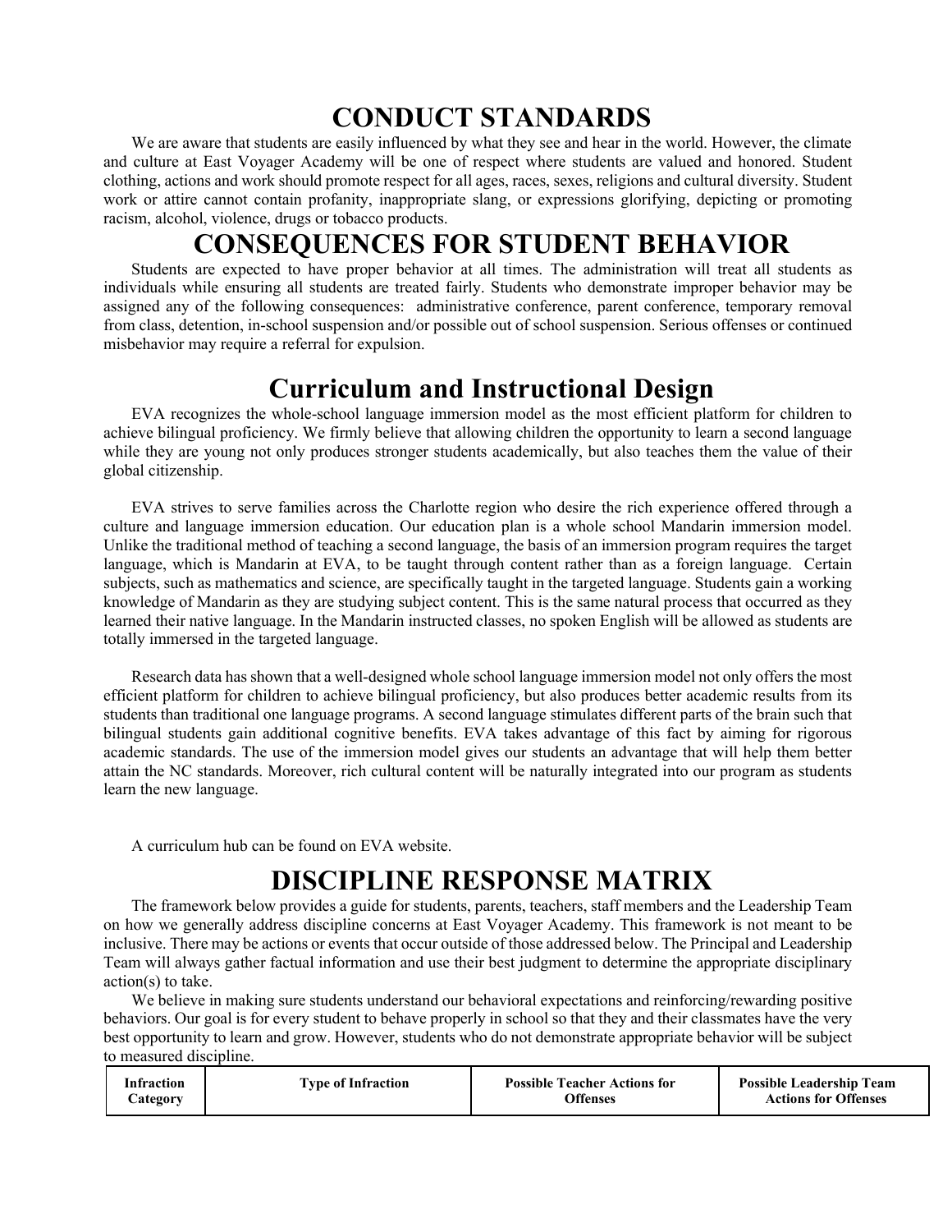# CONDUCT STANDARDS

We are aware that students are easily influenced by what they see and hear in the world. However, the climate and culture at East Voyager Academy will be one of respect where students are valued and honored. Student clothing, actions and work should promote respect for all ages, races, sexes, religions and cultural diversity. Student work or attire cannot contain profanity, inappropriate slang, or expressions glorifying, depicting or promoting racism, alcohol, violence, drugs or tobacco products.

# CONSEQUENCES FOR STUDENT BEHAVIOR

Students are expected to have proper behavior at all times. The administration will treat all students as individuals while ensuring all students are treated fairly. Students who demonstrate improper behavior may be assigned any of the following consequences: administrative conference, parent conference, temporary removal from class, detention, in-school suspension and/or possible out of school suspension. Serious offenses or continued misbehavior may require a referral for expulsion.

# Curriculum and Instructional Design

EVA recognizes the whole-school language immersion model as the most efficient platform for children to achieve bilingual proficiency. We firmly believe that allowing children the opportunity to learn a second language while they are young not only produces stronger students academically, but also teaches them the value of their global citizenship.

EVA strives to serve families across the Charlotte region who desire the rich experience offered through a culture and language immersion education. Our education plan is a whole school Mandarin immersion model. Unlike the traditional method of teaching a second language, the basis of an immersion program requires the target language, which is Mandarin at EVA, to be taught through content rather than as a foreign language. Certain subjects, such as mathematics and science, are specifically taught in the targeted language. Students gain a working knowledge of Mandarin as they are studying subject content. This is the same natural process that occurred as they learned their native language. In the Mandarin instructed classes, no spoken English will be allowed as students are totally immersed in the targeted language.

Research data has shown that a well-designed whole school language immersion model not only offers the most efficient platform for children to achieve bilingual proficiency, but also produces better academic results from its students than traditional one language programs. A second language stimulates different parts of the brain such that bilingual students gain additional cognitive benefits. EVA takes advantage of this fact by aiming for rigorous academic standards. The use of the immersion model gives our students an advantage that will help them better attain the NC standards. Moreover, rich cultural content will be naturally integrated into our program as students learn the new language.

A curriculum hub can be found on EVA website.

# DISCIPLINE RESPONSE MATRIX

The framework below provides a guide for students, parents, teachers, staff members and the Leadership Team on how we generally address discipline concerns at East Voyager Academy. This framework is not meant to be inclusive. There may be actions or events that occur outside of those addressed below. The Principal and Leadership Team will always gather factual information and use their best judgment to determine the appropriate disciplinary action(s) to take.

We believe in making sure students understand our behavioral expectations and reinforcing/rewarding positive behaviors. Our goal is for every student to behave properly in school so that they and their classmates have the very best opportunity to learn and grow. However, students who do not demonstrate appropriate behavior will be subject to measured discipline.

| Infraction Category | Type of Infraction | Possible Teacher Actions for Offenses | Possible Leadership Team Actions for Offenses |
|---|---|---|---|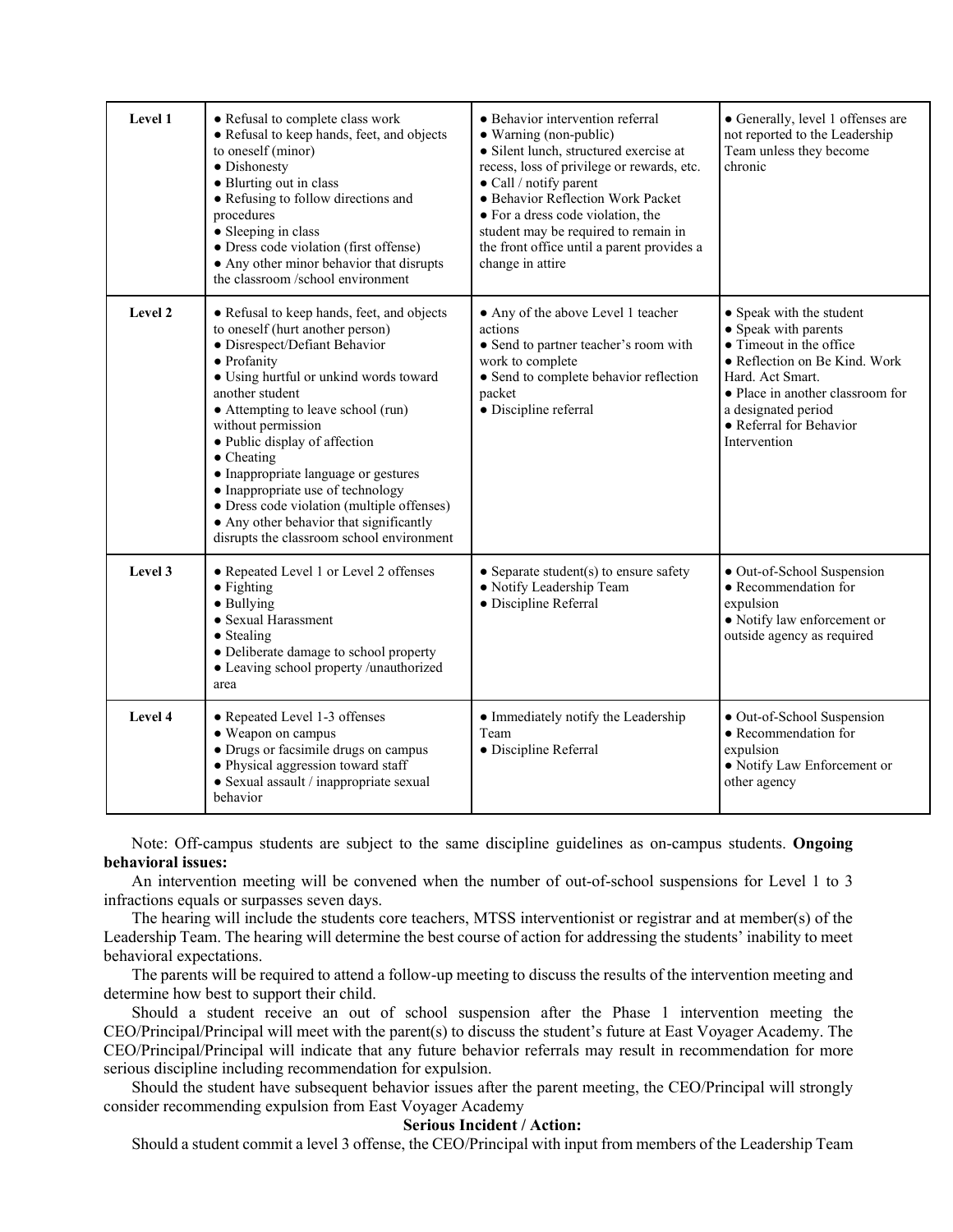| | | | |
|---|---|---|---|
| **Level 1** | • Refusal to complete class work<br>• Refusal to keep hands, feet, and objects to oneself (minor)<br>• Dishonesty<br>• Blurting out in class<br>• Refusing to follow directions and procedures<br>• Sleeping in class<br>• Dress code violation (first offense)<br>• Any other minor behavior that disrupts the classroom /school environment | • Behavior intervention referral<br>• Warning (non-public)<br>• Silent lunch, structured exercise at recess, loss of privilege or rewards, etc.<br>• Call / notify parent<br>• Behavior Reflection Work Packet<br>• For a dress code violation, the student may be required to remain in the front office until a parent provides a change in attire | • Generally, level 1 offenses are not reported to the Leadership Team unless they become chronic |
| **Level 2** | • Refusal to keep hands, feet, and objects to oneself (hurt another person)<br>• Disrespect/Defiant Behavior<br>• Profanity<br>• Using hurtful or unkind words toward another student<br>• Attempting to leave school (run) without permission<br>• Public display of affection<br>• Cheating<br>• Inappropriate language or gestures<br>• Inappropriate use of technology<br>• Dress code violation (multiple offenses)<br>• Any other behavior that significantly disrupts the classroom school environment | • Any of the above Level 1 teacher actions<br>• Send to partner teacher's room with work to complete<br>• Send to complete behavior reflection packet<br>• Discipline referral | • Speak with the student<br>• Speak with parents<br>• Timeout in the office<br>• Reflection on Be Kind. Work Hard. Act Smart.<br>• Place in another classroom for a designated period<br>• Referral for Behavior Intervention |
| **Level 3** | • Repeated Level 1 or Level 2 offenses<br>• Fighting<br>• Bullying<br>• Sexual Harassment<br>• Stealing<br>• Deliberate damage to school property<br>• Leaving school property /unauthorized area | • Separate student(s) to ensure safety<br>• Notify Leadership Team<br>• Discipline Referral | • Out-of-School Suspension<br>• Recommendation for expulsion<br>• Notify law enforcement or outside agency as required |
| **Level 4** | • Repeated Level 1-3 offenses<br>• Weapon on campus<br>• Drugs or facsimile drugs on campus<br>• Physical aggression toward staff<br>• Sexual assault / inappropriate sexual behavior | • Immediately notify the Leadership Team<br>• Discipline Referral | • Out-of-School Suspension<br>• Recommendation for expulsion<br>• Notify Law Enforcement or other agency |

Note: Off-campus students are subject to the same discipline guidelines as on-campus students. **Ongoing behavioral issues:**

An intervention meeting will be convened when the number of out-of-school suspensions for Level 1 to 3 infractions equals or surpasses seven days.

The hearing will include the students core teachers, MTSS interventionist or registrar and at member(s) of the Leadership Team. The hearing will determine the best course of action for addressing the students' inability to meet behavioral expectations.

The parents will be required to attend a follow-up meeting to discuss the results of the intervention meeting and determine how best to support their child.

Should a student receive an out of school suspension after the Phase 1 intervention meeting the CEO/Principal/Principal will meet with the parent(s) to discuss the student's future at East Voyager Academy. The CEO/Principal/Principal will indicate that any future behavior referrals may result in recommendation for more serious discipline including recommendation for expulsion.

Should the student have subsequent behavior issues after the parent meeting, the CEO/Principal will strongly consider recommending expulsion from East Voyager Academy

**Serious Incident / Action:**

Should a student commit a level 3 offense, the CEO/Principal with input from members of the Leadership Team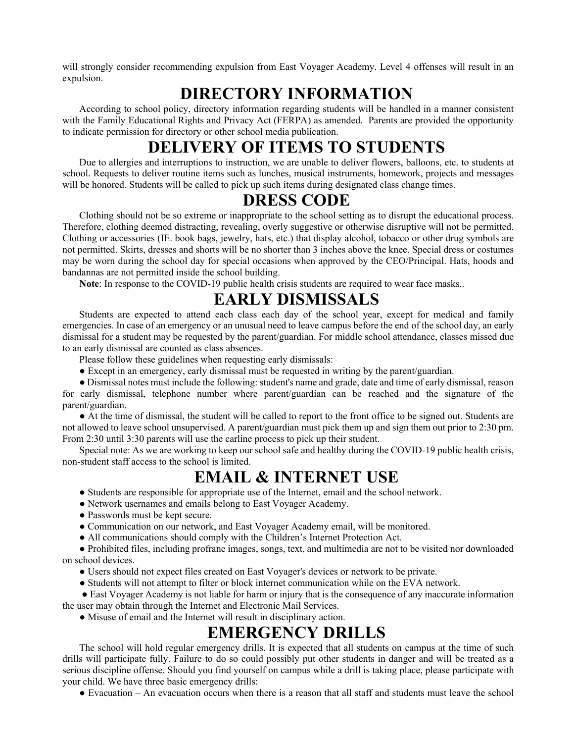will strongly consider recommending expulsion from East Voyager Academy. Level 4 offenses will result in an expulsion.

# DIRECTORY INFORMATION

According to school policy, directory information regarding students will be handled in a manner consistent with the Family Educational Rights and Privacy Act (FERPA) as amended. Parents are provided the opportunity to indicate permission for directory or other school media publication.

# DELIVERY OF ITEMS TO STUDENTS

Due to allergies and interruptions to instruction, we are unable to deliver flowers, balloons, etc. to students at school. Requests to deliver routine items such as lunches, musical instruments, homework, projects and messages will be honored. Students will be called to pick up such items during designated class change times.

# DRESS CODE

Clothing should not be so extreme or inappropriate to the school setting as to disrupt the educational process. Therefore, clothing deemed distracting, revealing, overly suggestive or otherwise disruptive will not be permitted. Clothing or accessories (IE. book bags, jewelry, hats, etc.) that display alcohol, tobacco or other drug symbols are not permitted. Skirts, dresses and shorts will be no shorter than 3 inches above the knee. Special dress or costumes may be worn during the school day for special occasions when approved by the CEO/Principal. Hats, hoods and bandannas are not permitted inside the school building.

**Note**: In response to the COVID-19 public health crisis students are required to wear face masks..

# EARLY DISMISSALS

Students are expected to attend each class each day of the school year, except for medical and family emergencies. In case of an emergency or an unusual need to leave campus before the end of the school day, an early dismissal for a student may be requested by the parent/guardian. For middle school attendance, classes missed due to an early dismissal are counted as class absences.

Please follow these guidelines when requesting early dismissals:

- Except in an emergency, early dismissal must be requested in writing by the parent/guardian.
- Dismissal notes must include the following: student's name and grade, date and time of early dismissal, reason for early dismissal, telephone number where parent/guardian can be reached and the signature of the parent/guardian.
- At the time of dismissal, the student will be called to report to the front office to be signed out. Students are not allowed to leave school unsupervised. A parent/guardian must pick them up and sign them out prior to 2:30 pm. From 2:30 until 3:30 parents will use the carline process to pick up their student.

Special note: As we are working to keep our school safe and healthy during the COVID-19 public health crisis, non-student staff access to the school is limited.

# EMAIL & INTERNET USE

- Students are responsible for appropriate use of the Internet, email and the school network.
- Network usernames and emails belong to East Voyager Academy.
- Passwords must be kept secure.
- Communication on our network, and East Voyager Academy email, will be monitored.
- All communications should comply with the Children's Internet Protection Act.
- Prohibited files, including profrane images, songs, text, and multimedia are not to be visited nor downloaded on school devices.
- Users should not expect files created on East Voyager's devices or network to be private.
- Students will not attempt to filter or block internet communication while on the EVA network.
- East Voyager Academy is not liable for harm or injury that is the consequence of any inaccurate information the user may obtain through the Internet and Electronic Mail Services.
- Misuse of email and the Internet will result in disciplinary action.

# EMERGENCY DRILLS

The school will hold regular emergency drills. It is expected that all students on campus at the time of such drills will participate fully. Failure to do so could possibly put other students in danger and will be treated as a serious discipline offense. Should you find yourself on campus while a drill is taking place, please participate with your child. We have three basic emergency drills:

- Evacuation – An evacuation occurs when there is a reason that all staff and students must leave the school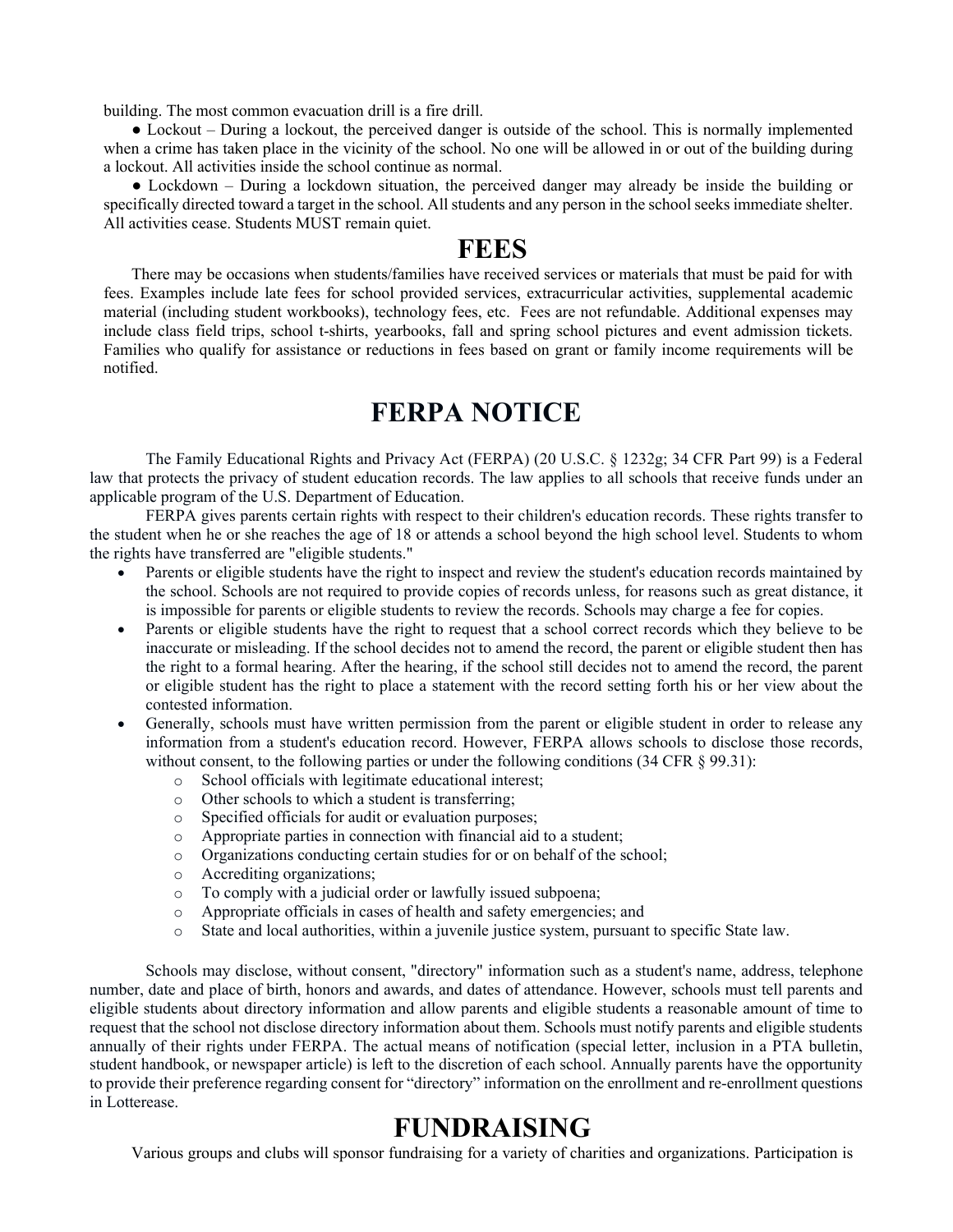building. The most common evacuation drill is a fire drill.

● Lockout – During a lockout, the perceived danger is outside of the school. This is normally implemented when a crime has taken place in the vicinity of the school. No one will be allowed in or out of the building during a lockout. All activities inside the school continue as normal.

● Lockdown – During a lockdown situation, the perceived danger may already be inside the building or specifically directed toward a target in the school. All students and any person in the school seeks immediate shelter. All activities cease. Students MUST remain quiet.

# FEES

There may be occasions when students/families have received services or materials that must be paid for with fees. Examples include late fees for school provided services, extracurricular activities, supplemental academic material (including student workbooks), technology fees, etc. Fees are not refundable. Additional expenses may include class field trips, school t-shirts, yearbooks, fall and spring school pictures and event admission tickets. Families who qualify for assistance or reductions in fees based on grant or family income requirements will be notified.

# FERPA NOTICE

The Family Educational Rights and Privacy Act (FERPA) (20 U.S.C. § 1232g; 34 CFR Part 99) is a Federal law that protects the privacy of student education records. The law applies to all schools that receive funds under an applicable program of the U.S. Department of Education.

FERPA gives parents certain rights with respect to their children's education records. These rights transfer to the student when he or she reaches the age of 18 or attends a school beyond the high school level. Students to whom the rights have transferred are "eligible students."

- Parents or eligible students have the right to inspect and review the student's education records maintained by the school. Schools are not required to provide copies of records unless, for reasons such as great distance, it is impossible for parents or eligible students to review the records. Schools may charge a fee for copies.
- Parents or eligible students have the right to request that a school correct records which they believe to be inaccurate or misleading. If the school decides not to amend the record, the parent or eligible student then has the right to a formal hearing. After the hearing, if the school still decides not to amend the record, the parent or eligible student has the right to place a statement with the record setting forth his or her view about the contested information.
- Generally, schools must have written permission from the parent or eligible student in order to release any information from a student's education record. However, FERPA allows schools to disclose those records, without consent, to the following parties or under the following conditions (34 CFR § 99.31):
  - School officials with legitimate educational interest;
  - Other schools to which a student is transferring;
  - Specified officials for audit or evaluation purposes;
  - Appropriate parties in connection with financial aid to a student;
  - Organizations conducting certain studies for or on behalf of the school;
  - Accrediting organizations;
  - To comply with a judicial order or lawfully issued subpoena;
  - Appropriate officials in cases of health and safety emergencies; and
  - State and local authorities, within a juvenile justice system, pursuant to specific State law.

Schools may disclose, without consent, "directory" information such as a student's name, address, telephone number, date and place of birth, honors and awards, and dates of attendance. However, schools must tell parents and eligible students about directory information and allow parents and eligible students a reasonable amount of time to request that the school not disclose directory information about them. Schools must notify parents and eligible students annually of their rights under FERPA. The actual means of notification (special letter, inclusion in a PTA bulletin, student handbook, or newspaper article) is left to the discretion of each school. Annually parents have the opportunity to provide their preference regarding consent for "directory" information on the enrollment and re-enrollment questions in Lotterease.

# FUNDRAISING

Various groups and clubs will sponsor fundraising for a variety of charities and organizations. Participation is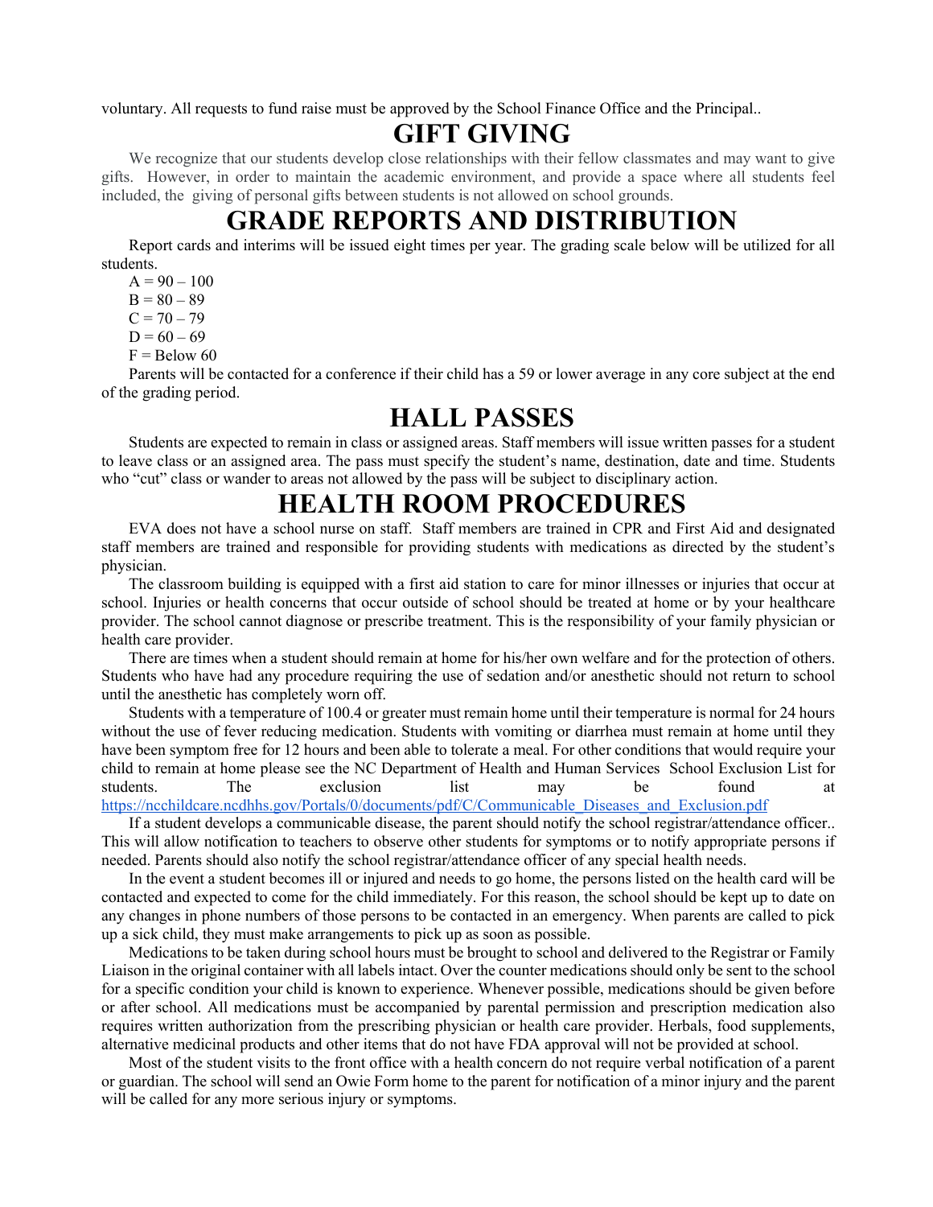voluntary. All requests to fund raise must be approved by the School Finance Office and the Principal..

# GIFT GIVING

We recognize that our students develop close relationships with their fellow classmates and may want to give gifts. However, in order to maintain the academic environment, and provide a space where all students feel included, the giving of personal gifts between students is not allowed on school grounds.

# GRADE REPORTS AND DISTRIBUTION

Report cards and interims will be issued eight times per year. The grading scale below will be utilized for all students.

A = 90 – 100
B = 80 – 89
C = 70 – 79
D = 60 – 69
F = Below 60

Parents will be contacted for a conference if their child has a 59 or lower average in any core subject at the end of the grading period.

# HALL PASSES

Students are expected to remain in class or assigned areas. Staff members will issue written passes for a student to leave class or an assigned area. The pass must specify the student's name, destination, date and time. Students who "cut" class or wander to areas not allowed by the pass will be subject to disciplinary action.

# HEALTH ROOM PROCEDURES

EVA does not have a school nurse on staff. Staff members are trained in CPR and First Aid and designated staff members are trained and responsible for providing students with medications as directed by the student's physician.

The classroom building is equipped with a first aid station to care for minor illnesses or injuries that occur at school. Injuries or health concerns that occur outside of school should be treated at home or by your healthcare provider. The school cannot diagnose or prescribe treatment. This is the responsibility of your family physician or health care provider.

There are times when a student should remain at home for his/her own welfare and for the protection of others. Students who have had any procedure requiring the use of sedation and/or anesthetic should not return to school until the anesthetic has completely worn off.

Students with a temperature of 100.4 or greater must remain home until their temperature is normal for 24 hours without the use of fever reducing medication. Students with vomiting or diarrhea must remain at home until they have been symptom free for 12 hours and been able to tolerate a meal. For other conditions that would require your child to remain at home please see the NC Department of Health and Human Services School Exclusion List for students. The exclusion list may be found at https://ncchildcare.ncdhhs.gov/Portals/0/documents/pdf/C/Communicable_Diseases_and_Exclusion.pdf

If a student develops a communicable disease, the parent should notify the school registrar/attendance officer.. This will allow notification to teachers to observe other students for symptoms or to notify appropriate persons if needed. Parents should also notify the school registrar/attendance officer of any special health needs.

In the event a student becomes ill or injured and needs to go home, the persons listed on the health card will be contacted and expected to come for the child immediately. For this reason, the school should be kept up to date on any changes in phone numbers of those persons to be contacted in an emergency. When parents are called to pick up a sick child, they must make arrangements to pick up as soon as possible.

Medications to be taken during school hours must be brought to school and delivered to the Registrar or Family Liaison in the original container with all labels intact. Over the counter medications should only be sent to the school for a specific condition your child is known to experience. Whenever possible, medications should be given before or after school. All medications must be accompanied by parental permission and prescription medication also requires written authorization from the prescribing physician or health care provider. Herbals, food supplements, alternative medicinal products and other items that do not have FDA approval will not be provided at school.

Most of the student visits to the front office with a health concern do not require verbal notification of a parent or guardian. The school will send an Owie Form home to the parent for notification of a minor injury and the parent will be called for any more serious injury or symptoms.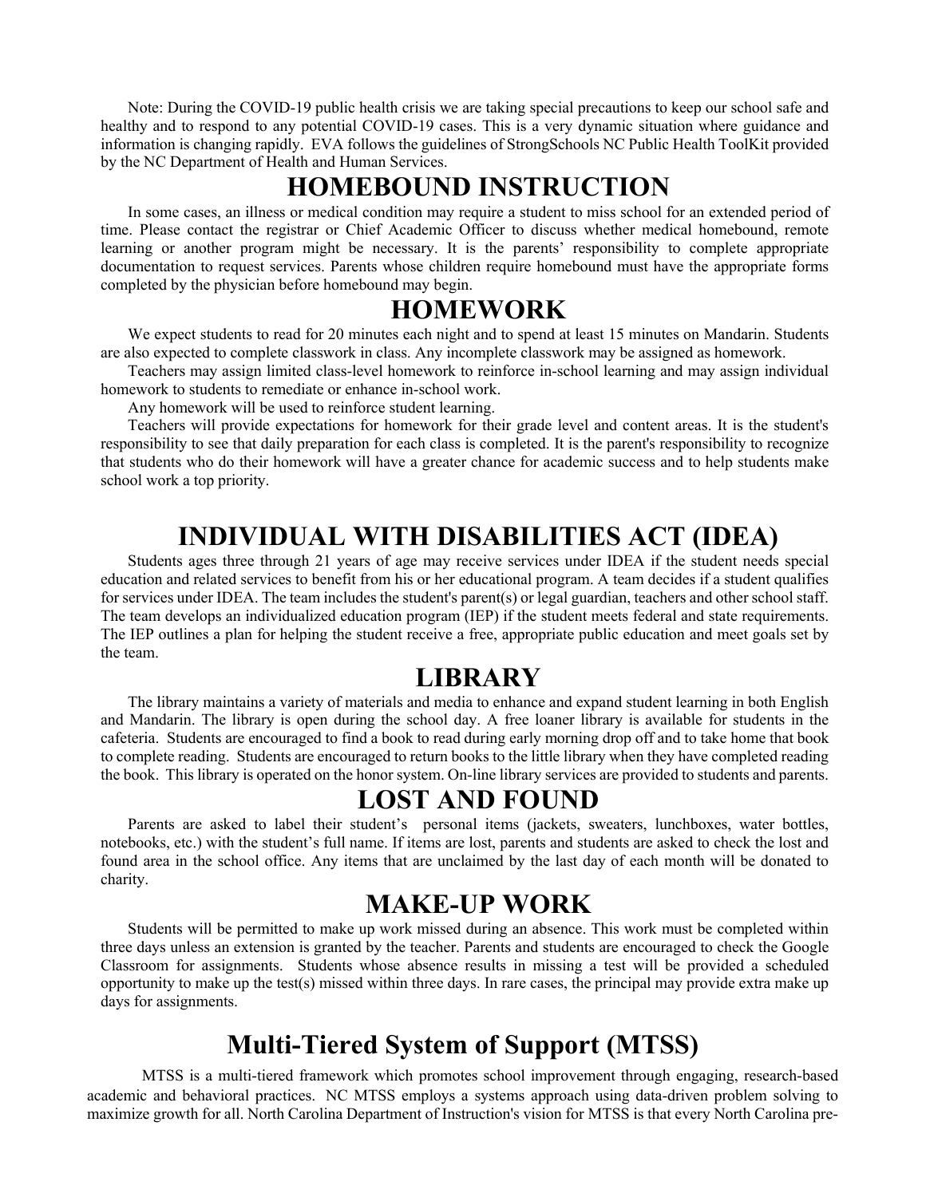Note: During the COVID-19 public health crisis we are taking special precautions to keep our school safe and healthy and to respond to any potential COVID-19 cases. This is a very dynamic situation where guidance and information is changing rapidly. EVA follows the guidelines of StrongSchools NC Public Health ToolKit provided by the NC Department of Health and Human Services.

# HOMEBOUND INSTRUCTION

In some cases, an illness or medical condition may require a student to miss school for an extended period of time. Please contact the registrar or Chief Academic Officer to discuss whether medical homebound, remote learning or another program might be necessary. It is the parents' responsibility to complete appropriate documentation to request services. Parents whose children require homebound must have the appropriate forms completed by the physician before homebound may begin.

# HOMEWORK

We expect students to read for 20 minutes each night and to spend at least 15 minutes on Mandarin. Students are also expected to complete classwork in class. Any incomplete classwork may be assigned as homework.

Teachers may assign limited class-level homework to reinforce in-school learning and may assign individual homework to students to remediate or enhance in-school work.

Any homework will be used to reinforce student learning.

Teachers will provide expectations for homework for their grade level and content areas. It is the student's responsibility to see that daily preparation for each class is completed. It is the parent's responsibility to recognize that students who do their homework will have a greater chance for academic success and to help students make school work a top priority.

# INDIVIDUAL WITH DISABILITIES ACT (IDEA)

Students ages three through 21 years of age may receive services under IDEA if the student needs special education and related services to benefit from his or her educational program. A team decides if a student qualifies for services under IDEA. The team includes the student's parent(s) or legal guardian, teachers and other school staff. The team develops an individualized education program (IEP) if the student meets federal and state requirements. The IEP outlines a plan for helping the student receive a free, appropriate public education and meet goals set by the team.

# LIBRARY

The library maintains a variety of materials and media to enhance and expand student learning in both English and Mandarin. The library is open during the school day. A free loaner library is available for students in the cafeteria. Students are encouraged to find a book to read during early morning drop off and to take home that book to complete reading. Students are encouraged to return books to the little library when they have completed reading the book. This library is operated on the honor system. On-line library services are provided to students and parents.

# LOST AND FOUND

Parents are asked to label their student's personal items (jackets, sweaters, lunchboxes, water bottles, notebooks, etc.) with the student's full name. If items are lost, parents and students are asked to check the lost and found area in the school office. Any items that are unclaimed by the last day of each month will be donated to charity.

# MAKE-UP WORK

Students will be permitted to make up work missed during an absence. This work must be completed within three days unless an extension is granted by the teacher. Parents and students are encouraged to check the Google Classroom for assignments. Students whose absence results in missing a test will be provided a scheduled opportunity to make up the test(s) missed within three days. In rare cases, the principal may provide extra make up days for assignments.

# Multi-Tiered System of Support (MTSS)

MTSS is a multi-tiered framework which promotes school improvement through engaging, research-based academic and behavioral practices. NC MTSS employs a systems approach using data-driven problem solving to maximize growth for all. North Carolina Department of Instruction's vision for MTSS is that every North Carolina pre-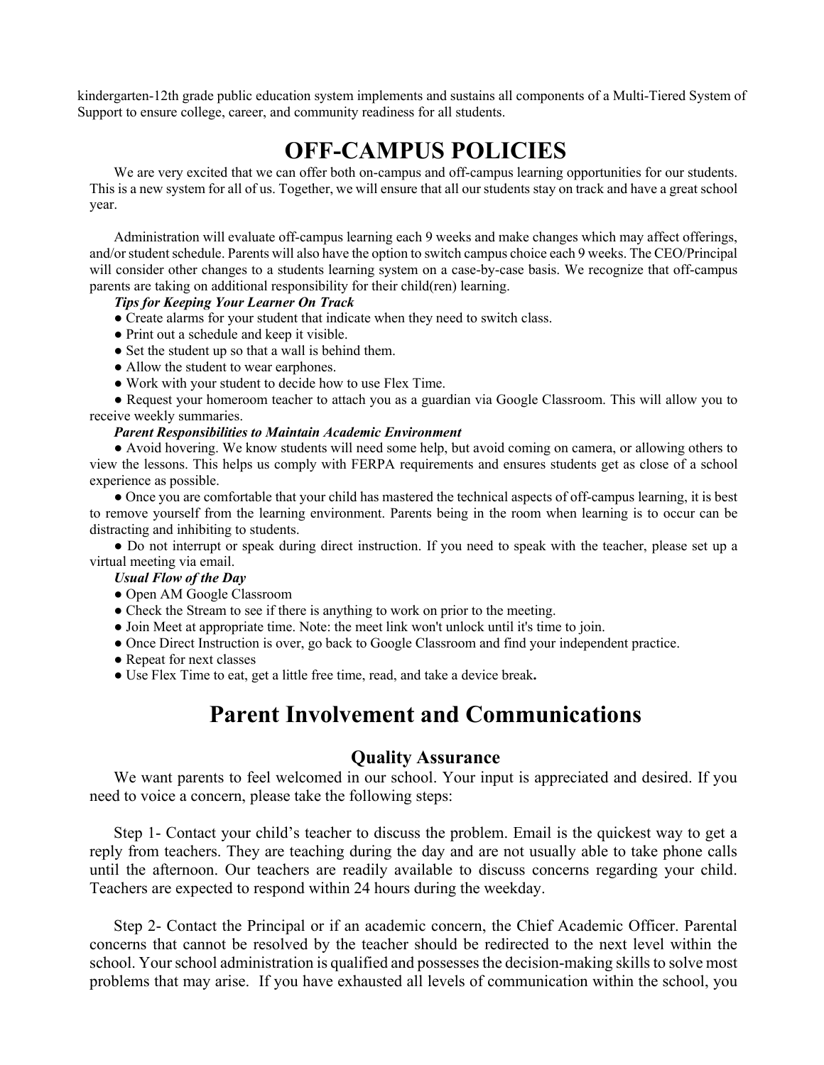kindergarten-12th grade public education system implements and sustains all components of a Multi-Tiered System of Support to ensure college, career, and community readiness for all students.

# OFF-CAMPUS POLICIES

We are very excited that we can offer both on-campus and off-campus learning opportunities for our students. This is a new system for all of us. Together, we will ensure that all our students stay on track and have a great school year.

Administration will evaluate off-campus learning each 9 weeks and make changes which may affect offerings, and/or student schedule. Parents will also have the option to switch campus choice each 9 weeks. The CEO/Principal will consider other changes to a students learning system on a case-by-case basis. We recognize that off-campus parents are taking on additional responsibility for their child(ren) learning.

***Tips for Keeping Your Learner On Track***

- Create alarms for your student that indicate when they need to switch class.
- Print out a schedule and keep it visible.
- Set the student up so that a wall is behind them.
- Allow the student to wear earphones.
- Work with your student to decide how to use Flex Time.
- Request your homeroom teacher to attach you as a guardian via Google Classroom. This will allow you to receive weekly summaries.

***Parent Responsibilities to Maintain Academic Environment***

- Avoid hovering. We know students will need some help, but avoid coming on camera, or allowing others to view the lessons. This helps us comply with FERPA requirements and ensures students get as close of a school experience as possible.
- Once you are comfortable that your child has mastered the technical aspects of off-campus learning, it is best to remove yourself from the learning environment. Parents being in the room when learning is to occur can be distracting and inhibiting to students.
- Do not interrupt or speak during direct instruction. If you need to speak with the teacher, please set up a virtual meeting via email.

***Usual Flow of the Day***

- Open AM Google Classroom
- Check the Stream to see if there is anything to work on prior to the meeting.
- Join Meet at appropriate time. Note: the meet link won't unlock until it's time to join.
- Once Direct Instruction is over, go back to Google Classroom and find your independent practice.
- Repeat for next classes
- Use Flex Time to eat, get a little free time, read, and take a device break**.**

# Parent Involvement and Communications

## Quality Assurance

We want parents to feel welcomed in our school. Your input is appreciated and desired. If you need to voice a concern, please take the following steps:

Step 1- Contact your child's teacher to discuss the problem. Email is the quickest way to get a reply from teachers. They are teaching during the day and are not usually able to take phone calls until the afternoon. Our teachers are readily available to discuss concerns regarding your child. Teachers are expected to respond within 24 hours during the weekday.

Step 2- Contact the Principal or if an academic concern, the Chief Academic Officer. Parental concerns that cannot be resolved by the teacher should be redirected to the next level within the school. Your school administration is qualified and possesses the decision-making skills to solve most problems that may arise. If you have exhausted all levels of communication within the school, you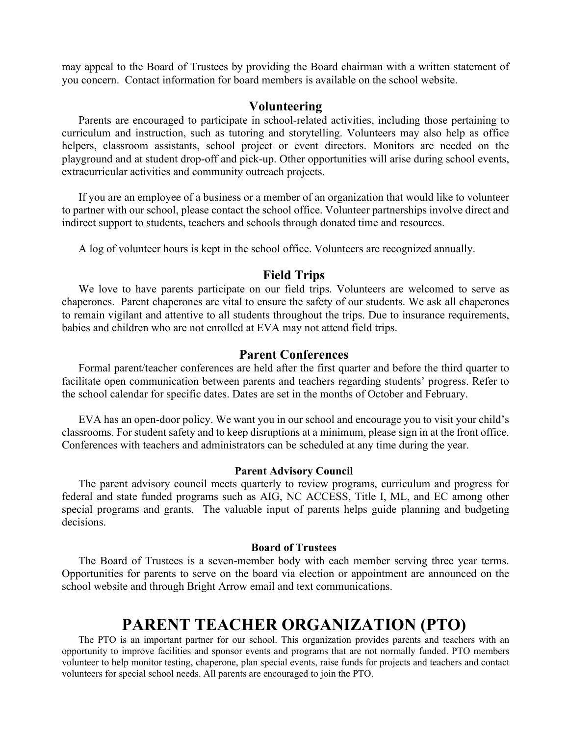may appeal to the Board of Trustees by providing the Board chairman with a written statement of you concern. Contact information for board members is available on the school website.

## Volunteering

Parents are encouraged to participate in school-related activities, including those pertaining to curriculum and instruction, such as tutoring and storytelling. Volunteers may also help as office helpers, classroom assistants, school project or event directors. Monitors are needed on the playground and at student drop-off and pick-up. Other opportunities will arise during school events, extracurricular activities and community outreach projects.

If you are an employee of a business or a member of an organization that would like to volunteer to partner with our school, please contact the school office. Volunteer partnerships involve direct and indirect support to students, teachers and schools through donated time and resources.

A log of volunteer hours is kept in the school office. Volunteers are recognized annually.

## Field Trips

We love to have parents participate on our field trips. Volunteers are welcomed to serve as chaperones. Parent chaperones are vital to ensure the safety of our students. We ask all chaperones to remain vigilant and attentive to all students throughout the trips. Due to insurance requirements, babies and children who are not enrolled at EVA may not attend field trips.

## Parent Conferences

Formal parent/teacher conferences are held after the first quarter and before the third quarter to facilitate open communication between parents and teachers regarding students' progress. Refer to the school calendar for specific dates. Dates are set in the months of October and February.

EVA has an open-door policy. We want you in our school and encourage you to visit your child's classrooms. For student safety and to keep disruptions at a minimum, please sign in at the front office. Conferences with teachers and administrators can be scheduled at any time during the year.

### Parent Advisory Council

The parent advisory council meets quarterly to review programs, curriculum and progress for federal and state funded programs such as AIG, NC ACCESS, Title I, ML, and EC among other special programs and grants. The valuable input of parents helps guide planning and budgeting decisions.

### Board of Trustees

The Board of Trustees is a seven-member body with each member serving three year terms. Opportunities for parents to serve on the board via election or appointment are announced on the school website and through Bright Arrow email and text communications.

# PARENT TEACHER ORGANIZATION (PTO)

The PTO is an important partner for our school. This organization provides parents and teachers with an opportunity to improve facilities and sponsor events and programs that are not normally funded. PTO members volunteer to help monitor testing, chaperone, plan special events, raise funds for projects and teachers and contact volunteers for special school needs. All parents are encouraged to join the PTO.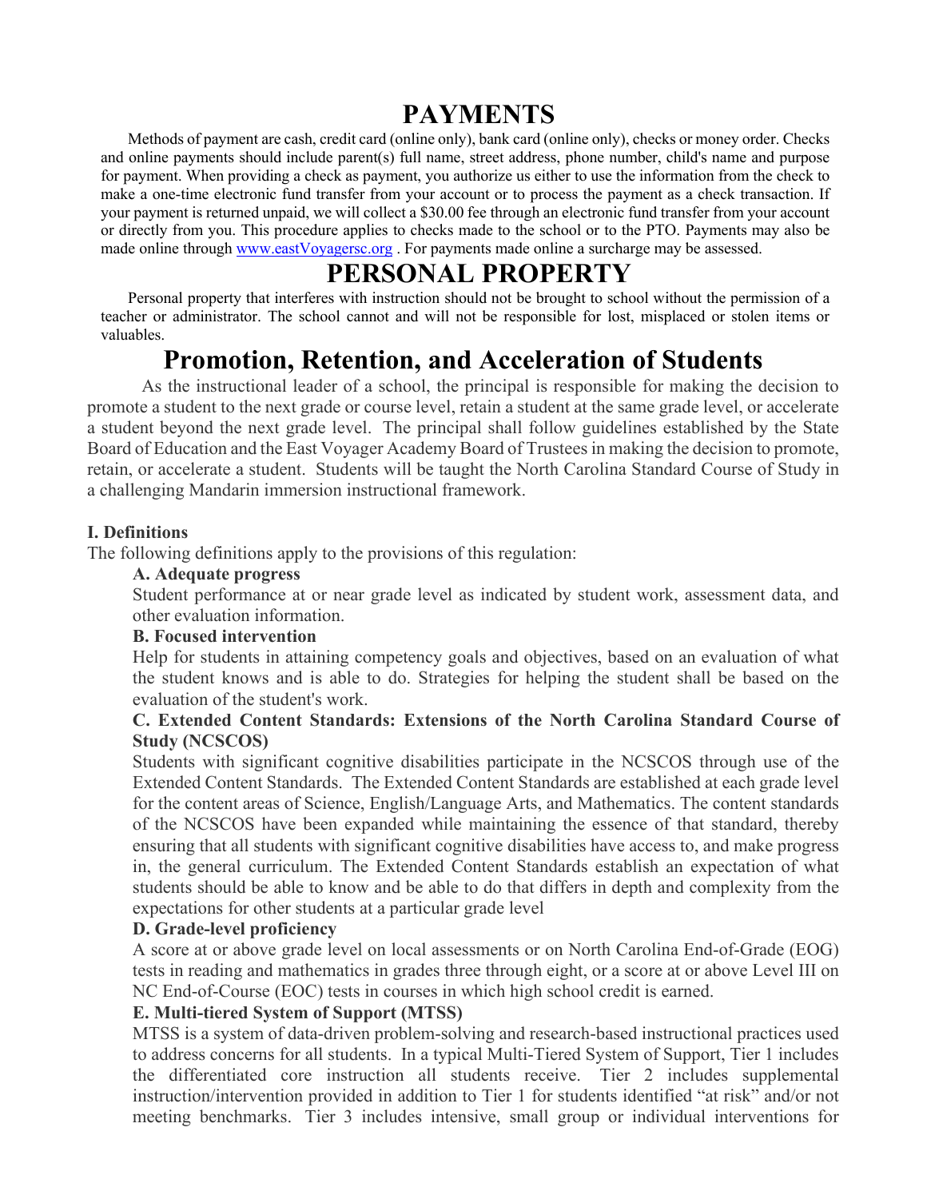# PAYMENTS

Methods of payment are cash, credit card (online only), bank card (online only), checks or money order. Checks and online payments should include parent(s) full name, street address, phone number, child's name and purpose for payment. When providing a check as payment, you authorize us either to use the information from the check to make a one-time electronic fund transfer from your account or to process the payment as a check transaction. If your payment is returned unpaid, we will collect a $30.00 fee through an electronic fund transfer from your account or directly from you. This procedure applies to checks made to the school or to the PTO. Payments may also be made online through [www.eastVoyagersc.org](http://www.eastVoyagersc.org) . For payments made online a surcharge may be assessed.

# PERSONAL PROPERTY

Personal property that interferes with instruction should not be brought to school without the permission of a teacher or administrator. The school cannot and will not be responsible for lost, misplaced or stolen items or valuables.

# Promotion, Retention, and Acceleration of Students

As the instructional leader of a school, the principal is responsible for making the decision to promote a student to the next grade or course level, retain a student at the same grade level, or accelerate a student beyond the next grade level. The principal shall follow guidelines established by the State Board of Education and the East Voyager Academy Board of Trustees in making the decision to promote, retain, or accelerate a student. Students will be taught the North Carolina Standard Course of Study in a challenging Mandarin immersion instructional framework.

**I. Definitions**

The following definitions apply to the provisions of this regulation:

**A. Adequate progress**

Student performance at or near grade level as indicated by student work, assessment data, and other evaluation information.

**B. Focused intervention**

Help for students in attaining competency goals and objectives, based on an evaluation of what the student knows and is able to do. Strategies for helping the student shall be based on the evaluation of the student's work.

**C. Extended Content Standards: Extensions of the North Carolina Standard Course of Study (NCSCOS)**

Students with significant cognitive disabilities participate in the NCSCOS through use of the Extended Content Standards. The Extended Content Standards are established at each grade level for the content areas of Science, English/Language Arts, and Mathematics. The content standards of the NCSCOS have been expanded while maintaining the essence of that standard, thereby ensuring that all students with significant cognitive disabilities have access to, and make progress in, the general curriculum. The Extended Content Standards establish an expectation of what students should be able to know and be able to do that differs in depth and complexity from the expectations for other students at a particular grade level

**D. Grade-level proficiency**

A score at or above grade level on local assessments or on North Carolina End-of-Grade (EOG) tests in reading and mathematics in grades three through eight, or a score at or above Level III on NC End-of-Course (EOC) tests in courses in which high school credit is earned.

**E. Multi-tiered System of Support (MTSS)**

MTSS is a system of data-driven problem-solving and research-based instructional practices used to address concerns for all students. In a typical Multi-Tiered System of Support, Tier 1 includes the differentiated core instruction all students receive. Tier 2 includes supplemental instruction/intervention provided in addition to Tier 1 for students identified "at risk" and/or not meeting benchmarks. Tier 3 includes intensive, small group or individual interventions for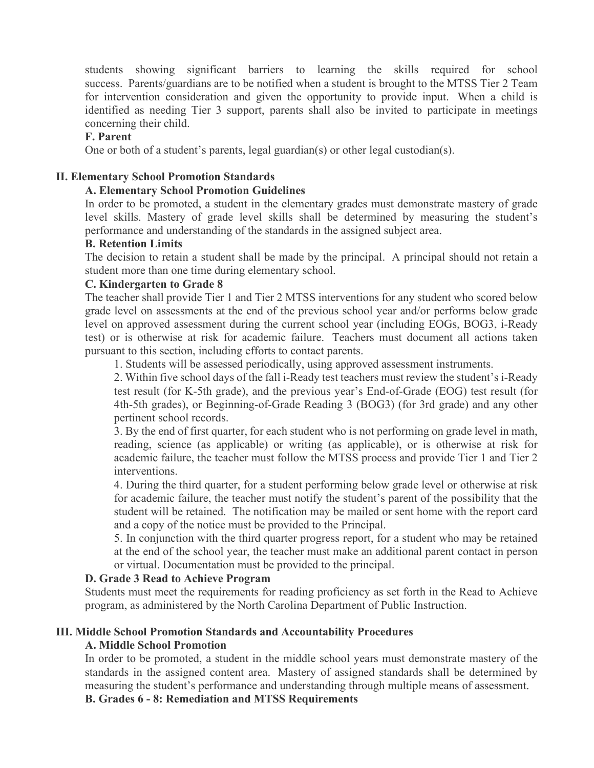students showing significant barriers to learning the skills required for school success. Parents/guardians are to be notified when a student is brought to the MTSS Tier 2 Team for intervention consideration and given the opportunity to provide input. When a child is identified as needing Tier 3 support, parents shall also be invited to participate in meetings concerning their child.

**F. Parent**

One or both of a student's parents, legal guardian(s) or other legal custodian(s).

## II. Elementary School Promotion Standards

### A. Elementary School Promotion Guidelines

In order to be promoted, a student in the elementary grades must demonstrate mastery of grade level skills. Mastery of grade level skills shall be determined by measuring the student's performance and understanding of the standards in the assigned subject area.

### B. Retention Limits

The decision to retain a student shall be made by the principal. A principal should not retain a student more than one time during elementary school.

### C. Kindergarten to Grade 8

The teacher shall provide Tier 1 and Tier 2 MTSS interventions for any student who scored below grade level on assessments at the end of the previous school year and/or performs below grade level on approved assessment during the current school year (including EOGs, BOG3, i-Ready test) or is otherwise at risk for academic failure. Teachers must document all actions taken pursuant to this section, including efforts to contact parents.

1. Students will be assessed periodically, using approved assessment instruments.
2. Within five school days of the fall i-Ready test teachers must review the student's i-Ready test result (for K-5th grade), and the previous year's End-of-Grade (EOG) test result (for 4th-5th grades), or Beginning-of-Grade Reading 3 (BOG3) (for 3rd grade) and any other pertinent school records.
3. By the end of first quarter, for each student who is not performing on grade level in math, reading, science (as applicable) or writing (as applicable), or is otherwise at risk for academic failure, the teacher must follow the MTSS process and provide Tier 1 and Tier 2 interventions.
4. During the third quarter, for a student performing below grade level or otherwise at risk for academic failure, the teacher must notify the student's parent of the possibility that the student will be retained. The notification may be mailed or sent home with the report card and a copy of the notice must be provided to the Principal.
5. In conjunction with the third quarter progress report, for a student who may be retained at the end of the school year, the teacher must make an additional parent contact in person or virtual. Documentation must be provided to the principal.

### D. Grade 3 Read to Achieve Program

Students must meet the requirements for reading proficiency as set forth in the Read to Achieve program, as administered by the North Carolina Department of Public Instruction.

## III. Middle School Promotion Standards and Accountability Procedures

### A. Middle School Promotion

In order to be promoted, a student in the middle school years must demonstrate mastery of the standards in the assigned content area. Mastery of assigned standards shall be determined by measuring the student's performance and understanding through multiple means of assessment.

### B. Grades 6 - 8: Remediation and MTSS Requirements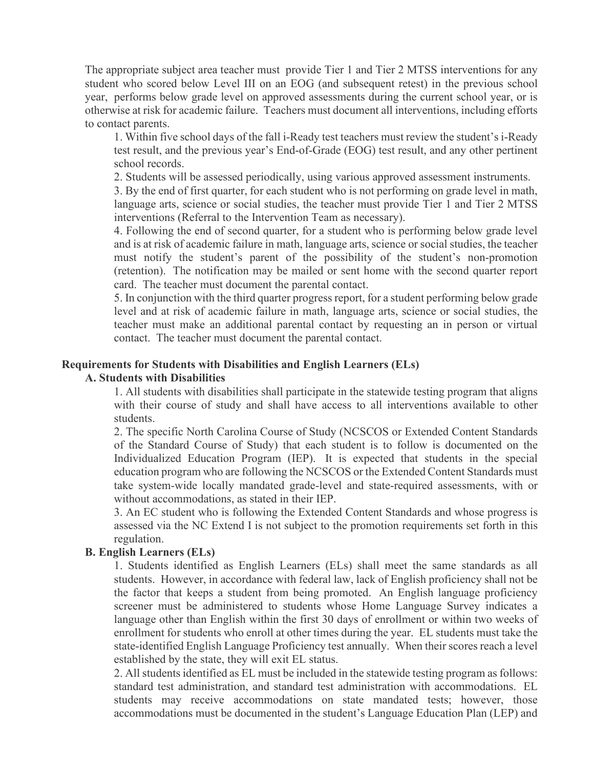The appropriate subject area teacher must provide Tier 1 and Tier 2 MTSS interventions for any student who scored below Level III on an EOG (and subsequent retest) in the previous school year, performs below grade level on approved assessments during the current school year, or is otherwise at risk for academic failure. Teachers must document all interventions, including efforts to contact parents.

1. Within five school days of the fall i-Ready test teachers must review the student's i-Ready test result, and the previous year's End-of-Grade (EOG) test result, and any other pertinent school records.
2. Students will be assessed periodically, using various approved assessment instruments.
3. By the end of first quarter, for each student who is not performing on grade level in math, language arts, science or social studies, the teacher must provide Tier 1 and Tier 2 MTSS interventions (Referral to the Intervention Team as necessary).
4. Following the end of second quarter, for a student who is performing below grade level and is at risk of academic failure in math, language arts, science or social studies, the teacher must notify the student's parent of the possibility of the student's non-promotion (retention). The notification may be mailed or sent home with the second quarter report card. The teacher must document the parental contact.
5. In conjunction with the third quarter progress report, for a student performing below grade level and at risk of academic failure in math, language arts, science or social studies, the teacher must make an additional parental contact by requesting an in person or virtual contact. The teacher must document the parental contact.

## Requirements for Students with Disabilities and English Learners (ELs)

### A. Students with Disabilities

1. All students with disabilities shall participate in the statewide testing program that aligns with their course of study and shall have access to all interventions available to other students.
2. The specific North Carolina Course of Study (NCSCOS or Extended Content Standards of the Standard Course of Study) that each student is to follow is documented on the Individualized Education Program (IEP). It is expected that students in the special education program who are following the NCSCOS or the Extended Content Standards must take system-wide locally mandated grade-level and state-required assessments, with or without accommodations, as stated in their IEP.
3. An EC student who is following the Extended Content Standards and whose progress is assessed via the NC Extend I is not subject to the promotion requirements set forth in this regulation.

### B. English Learners (ELs)

1. Students identified as English Learners (ELs) shall meet the same standards as all students. However, in accordance with federal law, lack of English proficiency shall not be the factor that keeps a student from being promoted. An English language proficiency screener must be administered to students whose Home Language Survey indicates a language other than English within the first 30 days of enrollment or within two weeks of enrollment for students who enroll at other times during the year. EL students must take the state-identified English Language Proficiency test annually. When their scores reach a level established by the state, they will exit EL status.
2. All students identified as EL must be included in the statewide testing program as follows: standard test administration, and standard test administration with accommodations. EL students may receive accommodations on state mandated tests; however, those accommodations must be documented in the student's Language Education Plan (LEP) and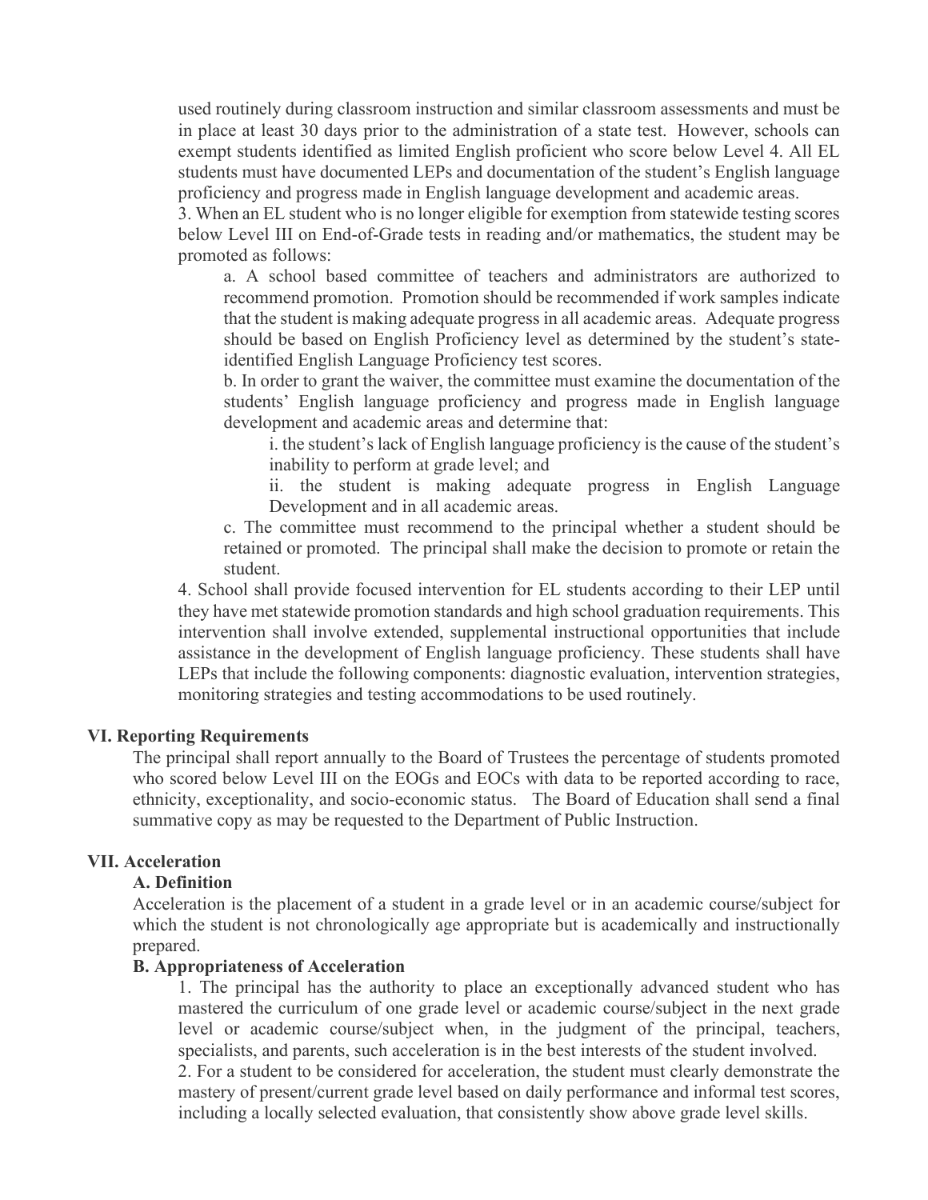used routinely during classroom instruction and similar classroom assessments and must be in place at least 30 days prior to the administration of a state test. However, schools can exempt students identified as limited English proficient who score below Level 4. All EL students must have documented LEPs and documentation of the student's English language proficiency and progress made in English language development and academic areas.

3. When an EL student who is no longer eligible for exemption from statewide testing scores below Level III on End-of-Grade tests in reading and/or mathematics, the student may be promoted as follows:

   a. A school based committee of teachers and administrators are authorized to recommend promotion. Promotion should be recommended if work samples indicate that the student is making adequate progress in all academic areas. Adequate progress should be based on English Proficiency level as determined by the student's state-identified English Language Proficiency test scores.

   b. In order to grant the waiver, the committee must examine the documentation of the students' English language proficiency and progress made in English language development and academic areas and determine that:

      i. the student's lack of English language proficiency is the cause of the student's inability to perform at grade level; and

      ii. the student is making adequate progress in English Language Development and in all academic areas.

   c. The committee must recommend to the principal whether a student should be retained or promoted. The principal shall make the decision to promote or retain the student.

4. School shall provide focused intervention for EL students according to their LEP until they have met statewide promotion standards and high school graduation requirements. This intervention shall involve extended, supplemental instructional opportunities that include assistance in the development of English language proficiency. These students shall have LEPs that include the following components: diagnostic evaluation, intervention strategies, monitoring strategies and testing accommodations to be used routinely.

## VI. Reporting Requirements

The principal shall report annually to the Board of Trustees the percentage of students promoted who scored below Level III on the EOGs and EOCs with data to be reported according to race, ethnicity, exceptionality, and socio-economic status. The Board of Education shall send a final summative copy as may be requested to the Department of Public Instruction.

## VII. Acceleration

### A. Definition

Acceleration is the placement of a student in a grade level or in an academic course/subject for which the student is not chronologically age appropriate but is academically and instructionally prepared.

### B. Appropriateness of Acceleration

1. The principal has the authority to place an exceptionally advanced student who has mastered the curriculum of one grade level or academic course/subject in the next grade level or academic course/subject when, in the judgment of the principal, teachers, specialists, and parents, such acceleration is in the best interests of the student involved.

2. For a student to be considered for acceleration, the student must clearly demonstrate the mastery of present/current grade level based on daily performance and informal test scores, including a locally selected evaluation, that consistently show above grade level skills.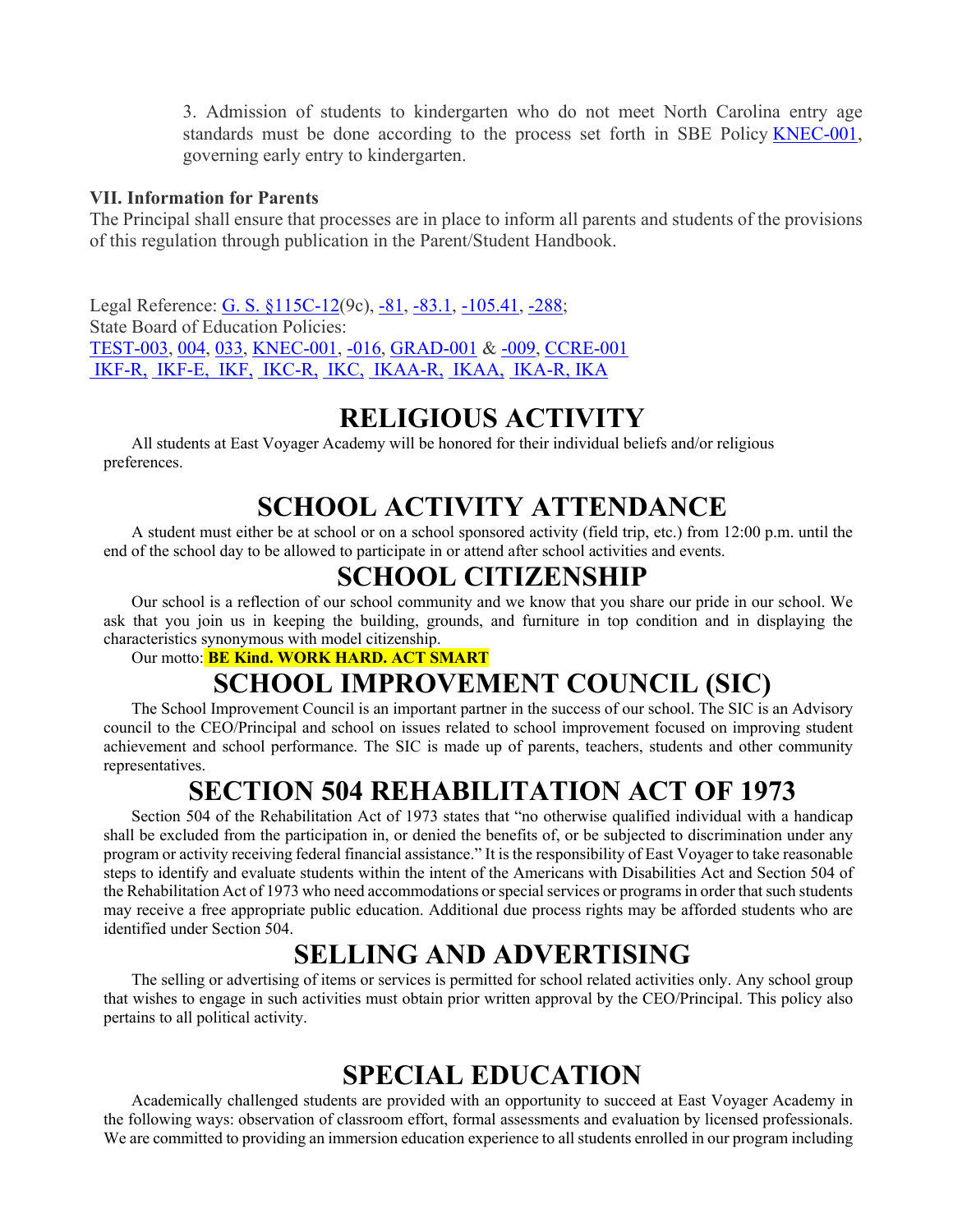3. Admission of students to kindergarten who do not meet North Carolina entry age standards must be done according to the process set forth in SBE Policy KNEC-001, governing early entry to kindergarten.

**VII. Information for Parents**

The Principal shall ensure that processes are in place to inform all parents and students of the provisions of this regulation through publication in the Parent/Student Handbook.

Legal Reference: G. S. §115C-12(9c), -81, -83.1, -105.41, -288;
State Board of Education Policies:
TEST-003, 004, 033, KNEC-001, -016, GRAD-001 & -009, CCRE-001
IKF-R, IKF-E, IKF, IKC-R, IKC, IKAA-R, IKAA, IKA-R, IKA

# RELIGIOUS ACTIVITY

All students at East Voyager Academy will be honored for their individual beliefs and/or religious preferences.

# SCHOOL ACTIVITY ATTENDANCE

A student must either be at school or on a school sponsored activity (field trip, etc.) from 12:00 p.m. until the end of the school day to be allowed to participate in or attend after school activities and events.

# SCHOOL CITIZENSHIP

Our school is a reflection of our school community and we know that you share our pride in our school. We ask that you join us in keeping the building, grounds, and furniture in top condition and in displaying the characteristics synonymous with model citizenship.

Our motto: **BE Kind. WORK HARD. ACT SMART**

# SCHOOL IMPROVEMENT COUNCIL (SIC)

The School Improvement Council is an important partner in the success of our school. The SIC is an Advisory council to the CEO/Principal and school on issues related to school improvement focused on improving student achievement and school performance. The SIC is made up of parents, teachers, students and other community representatives.

# SECTION 504 REHABILITATION ACT OF 1973

Section 504 of the Rehabilitation Act of 1973 states that "no otherwise qualified individual with a handicap shall be excluded from the participation in, or denied the benefits of, or be subjected to discrimination under any program or activity receiving federal financial assistance." It is the responsibility of East Voyager to take reasonable steps to identify and evaluate students within the intent of the Americans with Disabilities Act and Section 504 of the Rehabilitation Act of 1973 who need accommodations or special services or programs in order that such students may receive a free appropriate public education. Additional due process rights may be afforded students who are identified under Section 504.

# SELLING AND ADVERTISING

The selling or advertising of items or services is permitted for school related activities only. Any school group that wishes to engage in such activities must obtain prior written approval by the CEO/Principal. This policy also pertains to all political activity.

# SPECIAL EDUCATION

Academically challenged students are provided with an opportunity to succeed at East Voyager Academy in the following ways: observation of classroom effort, formal assessments and evaluation by licensed professionals. We are committed to providing an immersion education experience to all students enrolled in our program including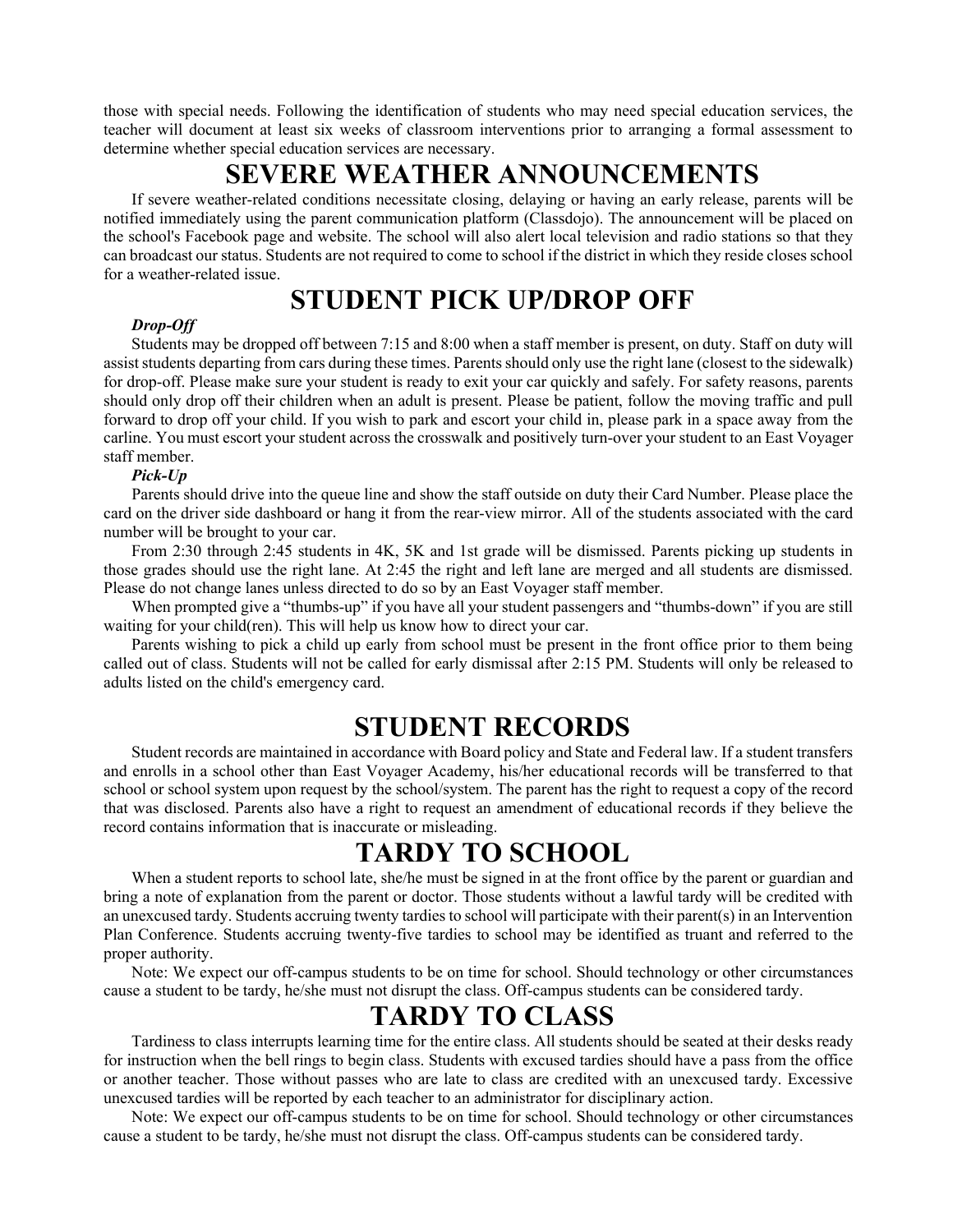those with special needs. Following the identification of students who may need special education services, the teacher will document at least six weeks of classroom interventions prior to arranging a formal assessment to determine whether special education services are necessary.

# SEVERE WEATHER ANNOUNCEMENTS

If severe weather-related conditions necessitate closing, delaying or having an early release, parents will be notified immediately using the parent communication platform (Classdojo). The announcement will be placed on the school's Facebook page and website. The school will also alert local television and radio stations so that they can broadcast our status. Students are not required to come to school if the district in which they reside closes school for a weather-related issue.

# STUDENT PICK UP/DROP OFF

***Drop-Off***

Students may be dropped off between 7:15 and 8:00 when a staff member is present, on duty. Staff on duty will assist students departing from cars during these times. Parents should only use the right lane (closest to the sidewalk) for drop-off. Please make sure your student is ready to exit your car quickly and safely. For safety reasons, parents should only drop off their children when an adult is present. Please be patient, follow the moving traffic and pull forward to drop off your child. If you wish to park and escort your child in, please park in a space away from the carline. You must escort your student across the crosswalk and positively turn-over your student to an East Voyager staff member.

***Pick-Up***

Parents should drive into the queue line and show the staff outside on duty their Card Number. Please place the card on the driver side dashboard or hang it from the rear-view mirror. All of the students associated with the card number will be brought to your car.

From 2:30 through 2:45 students in 4K, 5K and 1st grade will be dismissed. Parents picking up students in those grades should use the right lane. At 2:45 the right and left lane are merged and all students are dismissed. Please do not change lanes unless directed to do so by an East Voyager staff member.

When prompted give a “thumbs-up” if you have all your student passengers and “thumbs-down” if you are still waiting for your child(ren). This will help us know how to direct your car.

Parents wishing to pick a child up early from school must be present in the front office prior to them being called out of class. Students will not be called for early dismissal after 2:15 PM. Students will only be released to adults listed on the child's emergency card.

# STUDENT RECORDS

Student records are maintained in accordance with Board policy and State and Federal law. If a student transfers and enrolls in a school other than East Voyager Academy, his/her educational records will be transferred to that school or school system upon request by the school/system. The parent has the right to request a copy of the record that was disclosed. Parents also have a right to request an amendment of educational records if they believe the record contains information that is inaccurate or misleading.

# TARDY TO SCHOOL

When a student reports to school late, she/he must be signed in at the front office by the parent or guardian and bring a note of explanation from the parent or doctor. Those students without a lawful tardy will be credited with an unexcused tardy. Students accruing twenty tardies to school will participate with their parent(s) in an Intervention Plan Conference. Students accruing twenty-five tardies to school may be identified as truant and referred to the proper authority.

Note: We expect our off-campus students to be on time for school. Should technology or other circumstances cause a student to be tardy, he/she must not disrupt the class. Off-campus students can be considered tardy.

# TARDY TO CLASS

Tardiness to class interrupts learning time for the entire class. All students should be seated at their desks ready for instruction when the bell rings to begin class. Students with excused tardies should have a pass from the office or another teacher. Those without passes who are late to class are credited with an unexcused tardy. Excessive unexcused tardies will be reported by each teacher to an administrator for disciplinary action.

Note: We expect our off-campus students to be on time for school. Should technology or other circumstances cause a student to be tardy, he/she must not disrupt the class. Off-campus students can be considered tardy.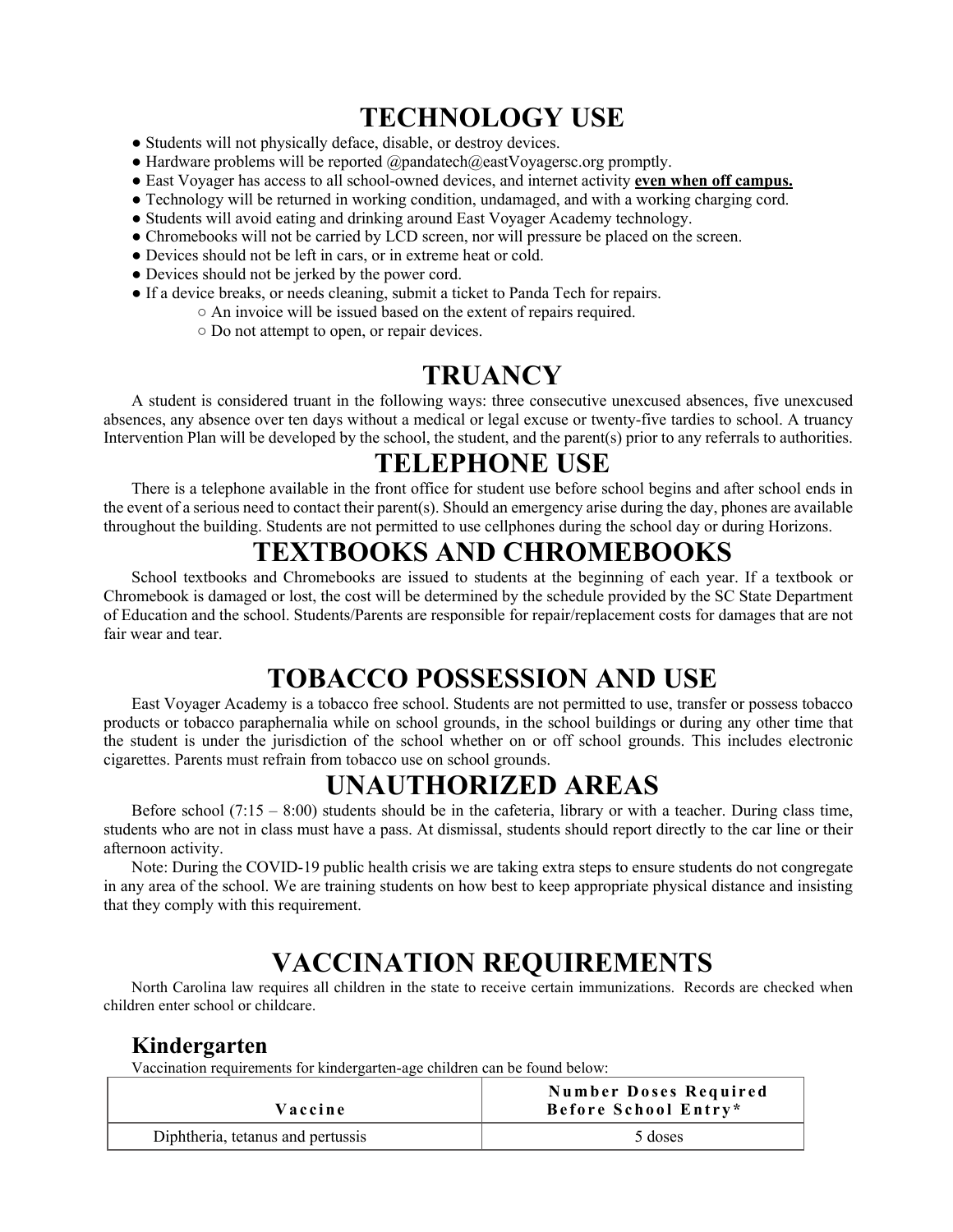# TECHNOLOGY USE

- Students will not physically deface, disable, or destroy devices.
- Hardware problems will be reported @pandatech@eastVoyagersc.org promptly.
- East Voyager has access to all school-owned devices, and internet activity **even when off campus.**
- Technology will be returned in working condition, undamaged, and with a working charging cord.
- Students will avoid eating and drinking around East Voyager Academy technology.
- Chromebooks will not be carried by LCD screen, nor will pressure be placed on the screen.
- Devices should not be left in cars, or in extreme heat or cold.
- Devices should not be jerked by the power cord.
- If a device breaks, or needs cleaning, submit a ticket to Panda Tech for repairs.
    - An invoice will be issued based on the extent of repairs required.
    - Do not attempt to open, or repair devices.

# TRUANCY

A student is considered truant in the following ways: three consecutive unexcused absences, five unexcused absences, any absence over ten days without a medical or legal excuse or twenty-five tardies to school. A truancy Intervention Plan will be developed by the school, the student, and the parent(s) prior to any referrals to authorities.

# TELEPHONE USE

There is a telephone available in the front office for student use before school begins and after school ends in the event of a serious need to contact their parent(s). Should an emergency arise during the day, phones are available throughout the building. Students are not permitted to use cellphones during the school day or during Horizons.

# TEXTBOOKS AND CHROMEBOOKS

School textbooks and Chromebooks are issued to students at the beginning of each year. If a textbook or Chromebook is damaged or lost, the cost will be determined by the schedule provided by the SC State Department of Education and the school. Students/Parents are responsible for repair/replacement costs for damages that are not fair wear and tear.

# TOBACCO POSSESSION AND USE

East Voyager Academy is a tobacco free school. Students are not permitted to use, transfer or possess tobacco products or tobacco paraphernalia while on school grounds, in the school buildings or during any other time that the student is under the jurisdiction of the school whether on or off school grounds. This includes electronic cigarettes. Parents must refrain from tobacco use on school grounds.

# UNAUTHORIZED AREAS

Before school (7:15 – 8:00) students should be in the cafeteria, library or with a teacher. During class time, students who are not in class must have a pass. At dismissal, students should report directly to the car line or their afternoon activity.

Note: During the COVID-19 public health crisis we are taking extra steps to ensure students do not congregate in any area of the school. We are training students on how best to keep appropriate physical distance and insisting that they comply with this requirement.

# VACCINATION REQUIREMENTS

North Carolina law requires all children in the state to receive certain immunizations. Records are checked when children enter school or childcare.

## Kindergarten

Vaccination requirements for kindergarten-age children can be found below:

| Vaccine | Number Doses Required Before School Entry* |
|---|---|
| Diphtheria, tetanus and pertussis | 5 doses |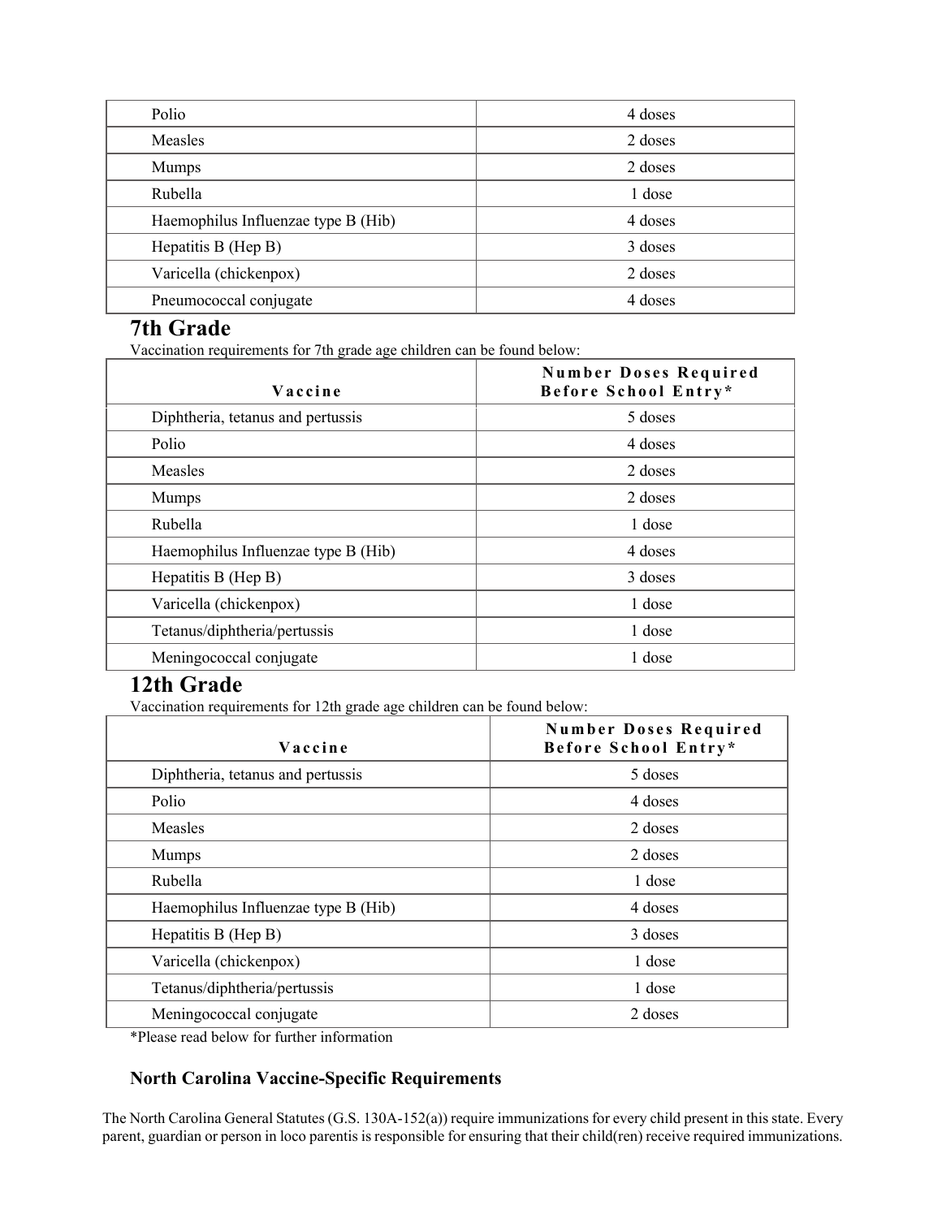| | |
|---|---|
| Polio | 4 doses |
| Measles | 2 doses |
| Mumps | 2 doses |
| Rubella | 1 dose |
| Haemophilus Influenzae type B (Hib) | 4 doses |
| Hepatitis B (Hep B) | 3 doses |
| Varicella (chickenpox) | 2 doses |
| Pneumococcal conjugate | 4 doses |

## 7th Grade

Vaccination requirements for 7th grade age children can be found below:

| Vaccine | Number Doses Required Before School Entry* |
|---|---|
| Diphtheria, tetanus and pertussis | 5 doses |
| Polio | 4 doses |
| Measles | 2 doses |
| Mumps | 2 doses |
| Rubella | 1 dose |
| Haemophilus Influenzae type B (Hib) | 4 doses |
| Hepatitis B (Hep B) | 3 doses |
| Varicella (chickenpox) | 1 dose |
| Tetanus/diphtheria/pertussis | 1 dose |
| Meningococcal conjugate | 1 dose |

## 12th Grade

Vaccination requirements for 12th grade age children can be found below:

| Vaccine | Number Doses Required Before School Entry* |
|---|---|
| Diphtheria, tetanus and pertussis | 5 doses |
| Polio | 4 doses |
| Measles | 2 doses |
| Mumps | 2 doses |
| Rubella | 1 dose |
| Haemophilus Influenzae type B (Hib) | 4 doses |
| Hepatitis B (Hep B) | 3 doses |
| Varicella (chickenpox) | 1 dose |
| Tetanus/diphtheria/pertussis | 1 dose |
| Meningococcal conjugate | 2 doses |

*Please read below for further information

### North Carolina Vaccine-Specific Requirements

The North Carolina General Statutes (G.S. 130A-152(a)) require immunizations for every child present in this state. Every parent, guardian or person in loco parentis is responsible for ensuring that their child(ren) receive required immunizations.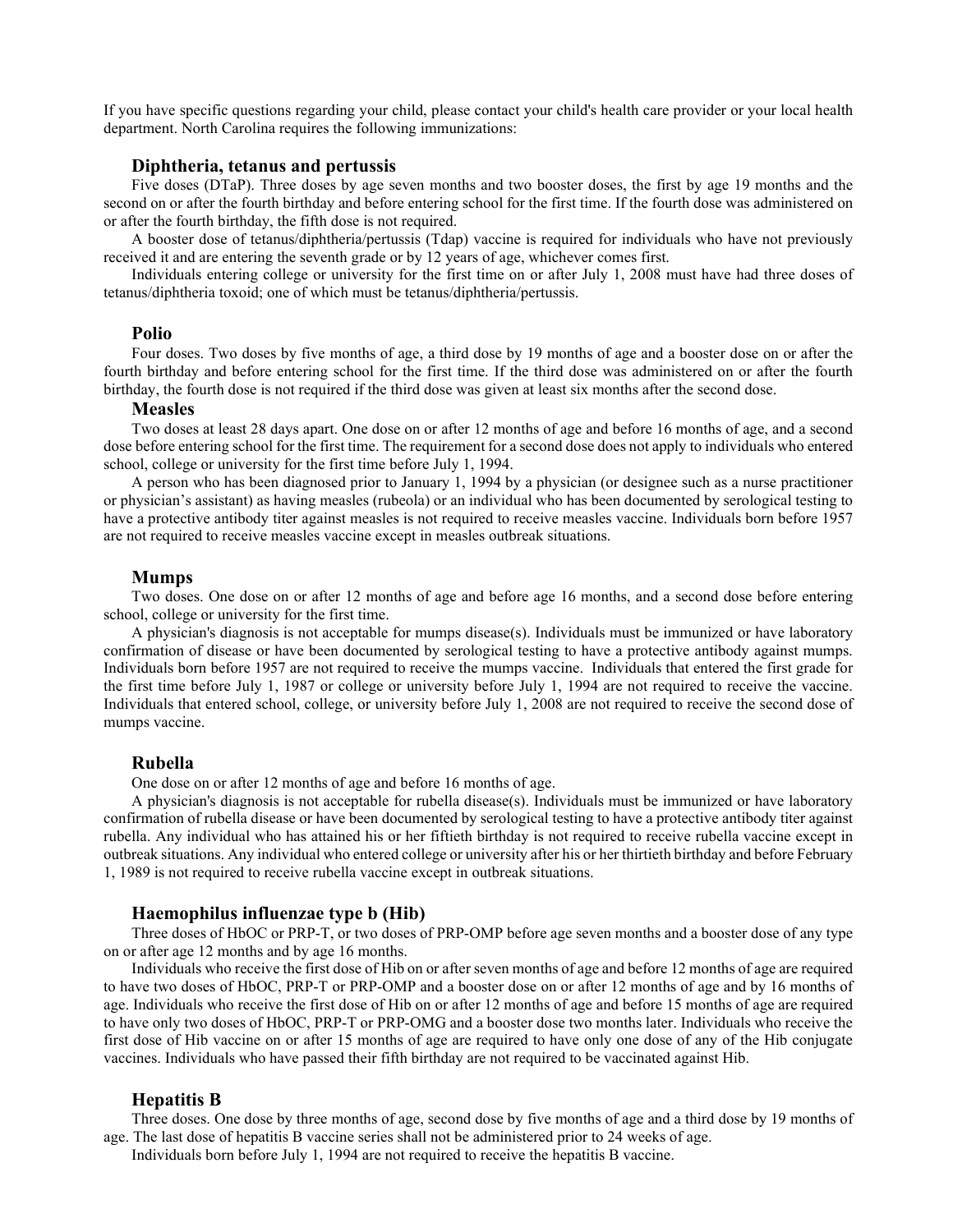If you have specific questions regarding your child, please contact your child's health care provider or your local health department. North Carolina requires the following immunizations:

### Diphtheria, tetanus and pertussis

Five doses (DTaP). Three doses by age seven months and two booster doses, the first by age 19 months and the second on or after the fourth birthday and before entering school for the first time. If the fourth dose was administered on or after the fourth birthday, the fifth dose is not required.

A booster dose of tetanus/diphtheria/pertussis (Tdap) vaccine is required for individuals who have not previously received it and are entering the seventh grade or by 12 years of age, whichever comes first.

Individuals entering college or university for the first time on or after July 1, 2008 must have had three doses of tetanus/diphtheria toxoid; one of which must be tetanus/diphtheria/pertussis.

### Polio

Four doses. Two doses by five months of age, a third dose by 19 months of age and a booster dose on or after the fourth birthday and before entering school for the first time. If the third dose was administered on or after the fourth birthday, the fourth dose is not required if the third dose was given at least six months after the second dose.

### Measles

Two doses at least 28 days apart. One dose on or after 12 months of age and before 16 months of age, and a second dose before entering school for the first time. The requirement for a second dose does not apply to individuals who entered school, college or university for the first time before July 1, 1994.

A person who has been diagnosed prior to January 1, 1994 by a physician (or designee such as a nurse practitioner or physician's assistant) as having measles (rubeola) or an individual who has been documented by serological testing to have a protective antibody titer against measles is not required to receive measles vaccine. Individuals born before 1957 are not required to receive measles vaccine except in measles outbreak situations.

### Mumps

Two doses. One dose on or after 12 months of age and before age 16 months, and a second dose before entering school, college or university for the first time.

A physician's diagnosis is not acceptable for mumps disease(s). Individuals must be immunized or have laboratory confirmation of disease or have been documented by serological testing to have a protective antibody against mumps. Individuals born before 1957 are not required to receive the mumps vaccine. Individuals that entered the first grade for the first time before July 1, 1987 or college or university before July 1, 1994 are not required to receive the vaccine. Individuals that entered school, college, or university before July 1, 2008 are not required to receive the second dose of mumps vaccine.

### Rubella

One dose on or after 12 months of age and before 16 months of age.

A physician's diagnosis is not acceptable for rubella disease(s). Individuals must be immunized or have laboratory confirmation of rubella disease or have been documented by serological testing to have a protective antibody titer against rubella. Any individual who has attained his or her fiftieth birthday is not required to receive rubella vaccine except in outbreak situations. Any individual who entered college or university after his or her thirtieth birthday and before February 1, 1989 is not required to receive rubella vaccine except in outbreak situations.

### Haemophilus influenzae type b (Hib)

Three doses of HbOC or PRP-T, or two doses of PRP-OMP before age seven months and a booster dose of any type on or after age 12 months and by age 16 months.

Individuals who receive the first dose of Hib on or after seven months of age and before 12 months of age are required to have two doses of HbOC, PRP-T or PRP-OMP and a booster dose on or after 12 months of age and by 16 months of age. Individuals who receive the first dose of Hib on or after 12 months of age and before 15 months of age are required to have only two doses of HbOC, PRP-T or PRP-OMG and a booster dose two months later. Individuals who receive the first dose of Hib vaccine on or after 15 months of age are required to have only one dose of any of the Hib conjugate vaccines. Individuals who have passed their fifth birthday are not required to be vaccinated against Hib.

### Hepatitis B

Three doses. One dose by three months of age, second dose by five months of age and a third dose by 19 months of age. The last dose of hepatitis B vaccine series shall not be administered prior to 24 weeks of age.

Individuals born before July 1, 1994 are not required to receive the hepatitis B vaccine.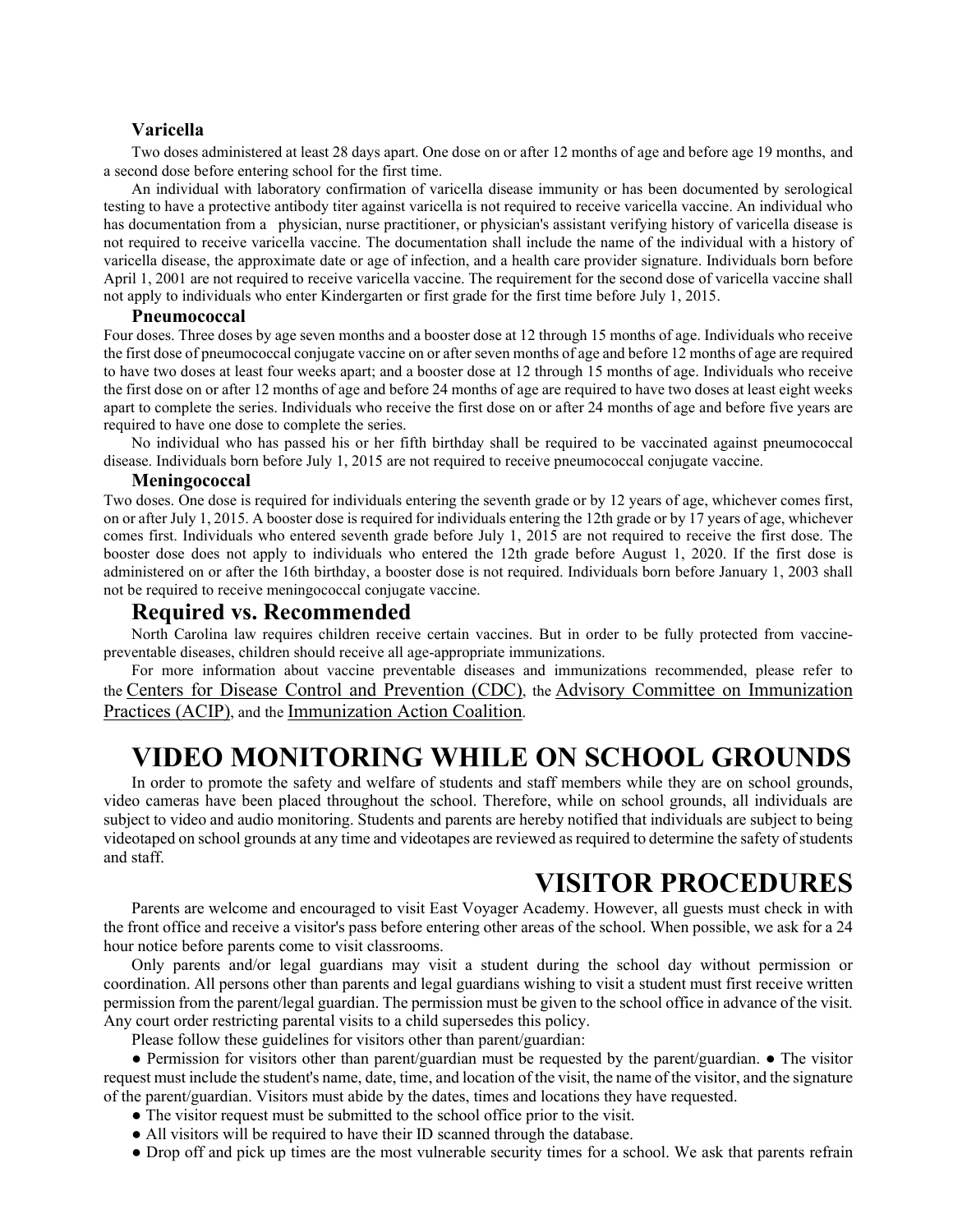### Varicella

Two doses administered at least 28 days apart. One dose on or after 12 months of age and before age 19 months, and a second dose before entering school for the first time.

An individual with laboratory confirmation of varicella disease immunity or has been documented by serological testing to have a protective antibody titer against varicella is not required to receive varicella vaccine. An individual who has documentation from a physician, nurse practitioner, or physician's assistant verifying history of varicella disease is not required to receive varicella vaccine. The documentation shall include the name of the individual with a history of varicella disease, the approximate date or age of infection, and a health care provider signature. Individuals born before April 1, 2001 are not required to receive varicella vaccine. The requirement for the second dose of varicella vaccine shall not apply to individuals who enter Kindergarten or first grade for the first time before July 1, 2015.

### Pneumococcal

Four doses. Three doses by age seven months and a booster dose at 12 through 15 months of age. Individuals who receive the first dose of pneumococcal conjugate vaccine on or after seven months of age and before 12 months of age are required to have two doses at least four weeks apart; and a booster dose at 12 through 15 months of age. Individuals who receive the first dose on or after 12 months of age and before 24 months of age are required to have two doses at least eight weeks apart to complete the series. Individuals who receive the first dose on or after 24 months of age and before five years are required to have one dose to complete the series.

No individual who has passed his or her fifth birthday shall be required to be vaccinated against pneumococcal disease. Individuals born before July 1, 2015 are not required to receive pneumococcal conjugate vaccine.

### Meningococcal

Two doses. One dose is required for individuals entering the seventh grade or by 12 years of age, whichever comes first, on or after July 1, 2015. A booster dose is required for individuals entering the 12th grade or by 17 years of age, whichever comes first. Individuals who entered seventh grade before July 1, 2015 are not required to receive the first dose. The booster dose does not apply to individuals who entered the 12th grade before August 1, 2020. If the first dose is administered on or after the 16th birthday, a booster dose is not required. Individuals born before January 1, 2003 shall not be required to receive meningococcal conjugate vaccine.

## Required vs. Recommended

North Carolina law requires children receive certain vaccines. But in order to be fully protected from vaccine-preventable diseases, children should receive all age-appropriate immunizations.

For more information about vaccine preventable diseases and immunizations recommended, please refer to the Centers for Disease Control and Prevention (CDC), the Advisory Committee on Immunization Practices (ACIP), and the Immunization Action Coalition.

# VIDEO MONITORING WHILE ON SCHOOL GROUNDS

In order to promote the safety and welfare of students and staff members while they are on school grounds, video cameras have been placed throughout the school. Therefore, while on school grounds, all individuals are subject to video and audio monitoring. Students and parents are hereby notified that individuals are subject to being videotaped on school grounds at any time and videotapes are reviewed as required to determine the safety of students and staff.

# VISITOR PROCEDURES

Parents are welcome and encouraged to visit East Voyager Academy. However, all guests must check in with the front office and receive a visitor's pass before entering other areas of the school. When possible, we ask for a 24 hour notice before parents come to visit classrooms.

Only parents and/or legal guardians may visit a student during the school day without permission or coordination. All persons other than parents and legal guardians wishing to visit a student must first receive written permission from the parent/legal guardian. The permission must be given to the school office in advance of the visit. Any court order restricting parental visits to a child supersedes this policy.

Please follow these guidelines for visitors other than parent/guardian:

- Permission for visitors other than parent/guardian must be requested by the parent/guardian.
- The visitor request must include the student's name, date, time, and location of the visit, the name of the visitor, and the signature of the parent/guardian. Visitors must abide by the dates, times and locations they have requested.
- The visitor request must be submitted to the school office prior to the visit.
- All visitors will be required to have their ID scanned through the database.
- Drop off and pick up times are the most vulnerable security times for a school. We ask that parents refrain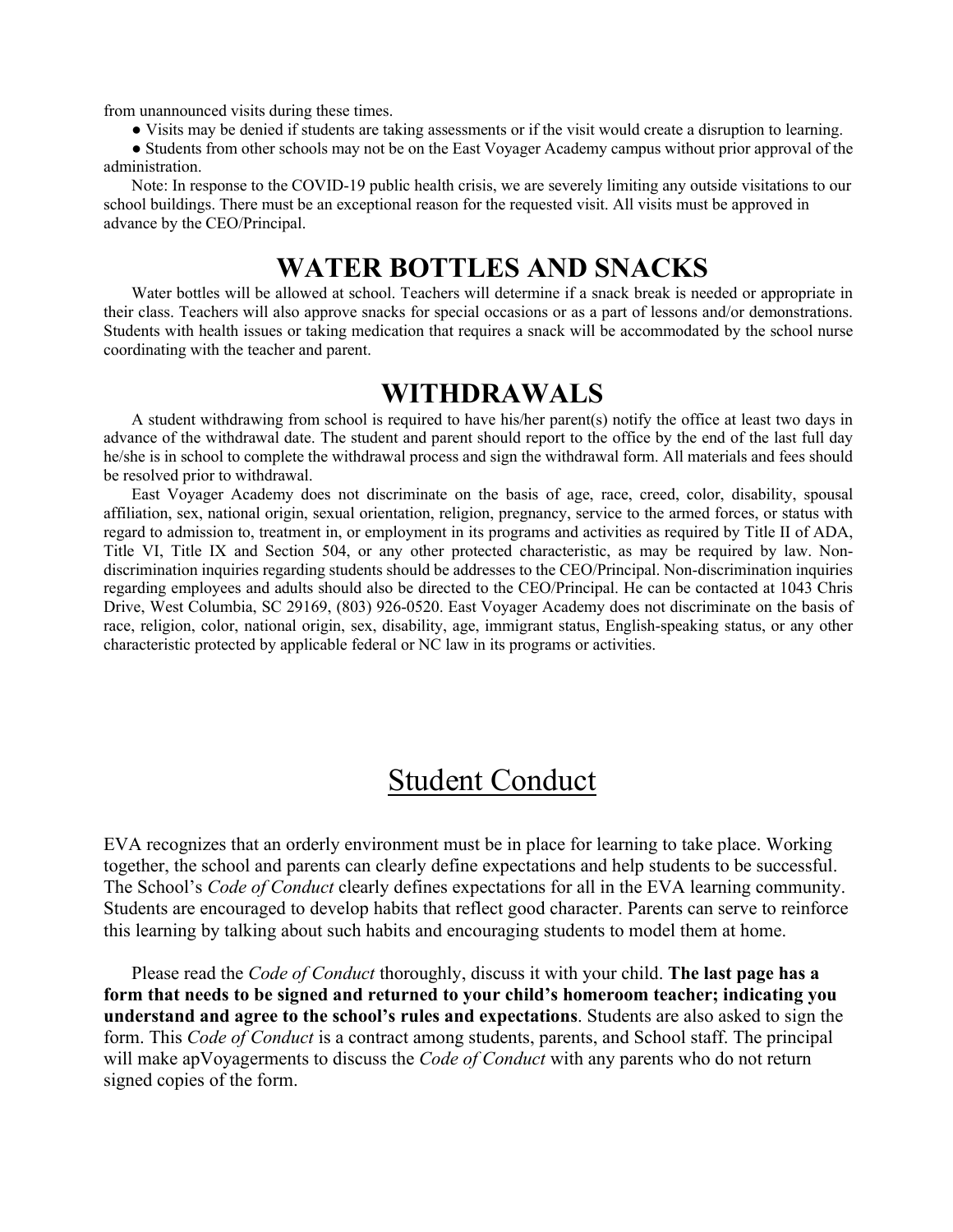from unannounced visits during these times.

- Visits may be denied if students are taking assessments or if the visit would create a disruption to learning.
- Students from other schools may not be on the East Voyager Academy campus without prior approval of the administration.

Note: In response to the COVID-19 public health crisis, we are severely limiting any outside visitations to our school buildings. There must be an exceptional reason for the requested visit. All visits must be approved in advance by the CEO/Principal.

# WATER BOTTLES AND SNACKS

Water bottles will be allowed at school. Teachers will determine if a snack break is needed or appropriate in their class. Teachers will also approve snacks for special occasions or as a part of lessons and/or demonstrations. Students with health issues or taking medication that requires a snack will be accommodated by the school nurse coordinating with the teacher and parent.

# WITHDRAWALS

A student withdrawing from school is required to have his/her parent(s) notify the office at least two days in advance of the withdrawal date. The student and parent should report to the office by the end of the last full day he/she is in school to complete the withdrawal process and sign the withdrawal form. All materials and fees should be resolved prior to withdrawal.

East Voyager Academy does not discriminate on the basis of age, race, creed, color, disability, spousal affiliation, sex, national origin, sexual orientation, religion, pregnancy, service to the armed forces, or status with regard to admission to, treatment in, or employment in its programs and activities as required by Title II of ADA, Title VI, Title IX and Section 504, or any other protected characteristic, as may be required by law. Non-discrimination inquiries regarding students should be addresses to the CEO/Principal. Non-discrimination inquiries regarding employees and adults should also be directed to the CEO/Principal. He can be contacted at 1043 Chris Drive, West Columbia, SC 29169, (803) 926-0520. East Voyager Academy does not discriminate on the basis of race, religion, color, national origin, sex, disability, age, immigrant status, English-speaking status, or any other characteristic protected by applicable federal or NC law in its programs or activities.

# Student Conduct

EVA recognizes that an orderly environment must be in place for learning to take place. Working together, the school and parents can clearly define expectations and help students to be successful. The School's *Code of Conduct* clearly defines expectations for all in the EVA learning community. Students are encouraged to develop habits that reflect good character. Parents can serve to reinforce this learning by talking about such habits and encouraging students to model them at home.

Please read the *Code of Conduct* thoroughly, discuss it with your child. **The last page has a form that needs to be signed and returned to your child's homeroom teacher; indicating you understand and agree to the school's rules and expectations**. Students are also asked to sign the form. This *Code of Conduct* is a contract among students, parents, and School staff. The principal will make apVoyagerments to discuss the *Code of Conduct* with any parents who do not return signed copies of the form.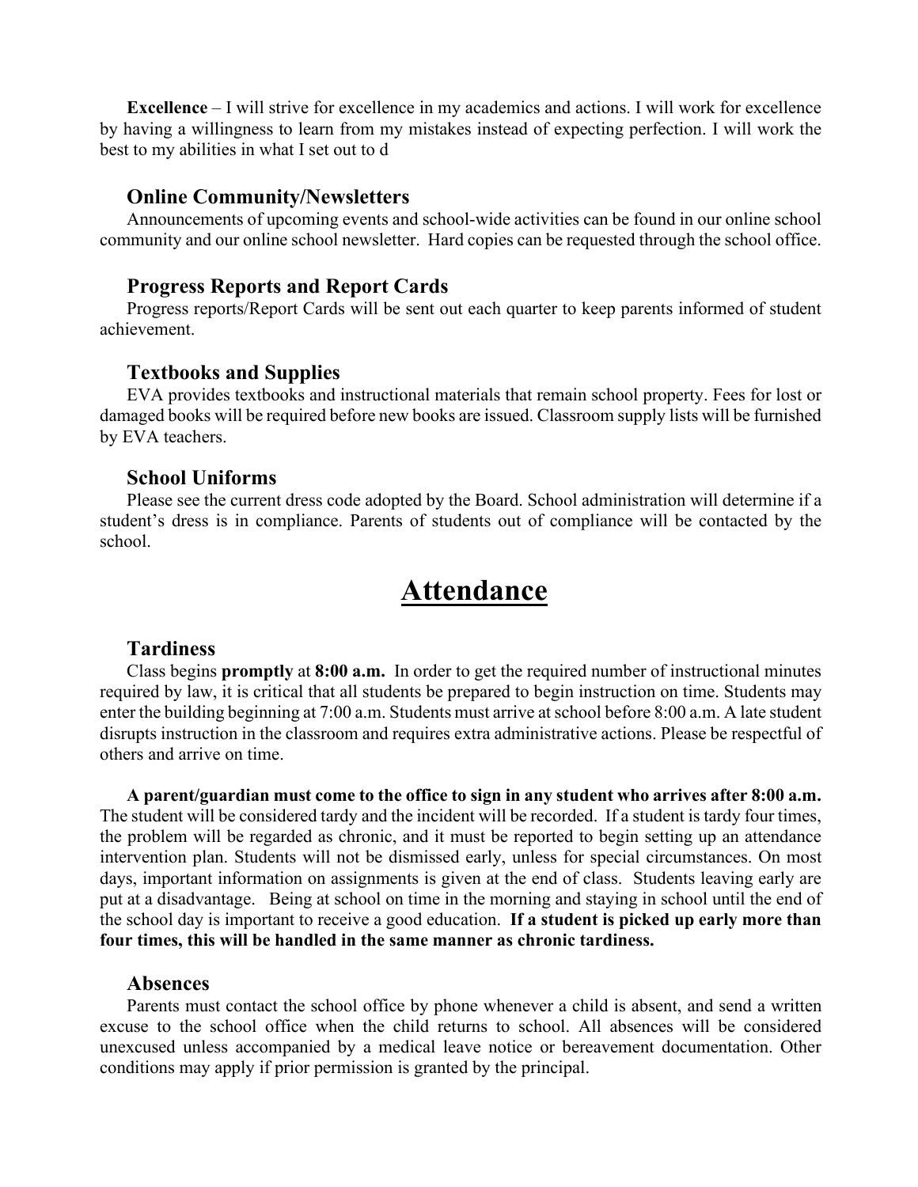**Excellence** – I will strive for excellence in my academics and actions. I will work for excellence by having a willingness to learn from my mistakes instead of expecting perfection. I will work the best to my abilities in what I set out to d

### Online Community/Newsletters

Announcements of upcoming events and school-wide activities can be found in our online school community and our online school newsletter. Hard copies can be requested through the school office.

### Progress Reports and Report Cards

Progress reports/Report Cards will be sent out each quarter to keep parents informed of student achievement.

### Textbooks and Supplies

EVA provides textbooks and instructional materials that remain school property. Fees for lost or damaged books will be required before new books are issued. Classroom supply lists will be furnished by EVA teachers.

### School Uniforms

Please see the current dress code adopted by the Board. School administration will determine if a student's dress is in compliance. Parents of students out of compliance will be contacted by the school.

# Attendance

### Tardiness

Class begins **promptly** at **8:00 a.m.** In order to get the required number of instructional minutes required by law, it is critical that all students be prepared to begin instruction on time. Students may enter the building beginning at 7:00 a.m. Students must arrive at school before 8:00 a.m. A late student disrupts instruction in the classroom and requires extra administrative actions. Please be respectful of others and arrive on time.

**A parent/guardian must come to the office to sign in any student who arrives after 8:00 a.m.** The student will be considered tardy and the incident will be recorded. If a student is tardy four times, the problem will be regarded as chronic, and it must be reported to begin setting up an attendance intervention plan. Students will not be dismissed early, unless for special circumstances. On most days, important information on assignments is given at the end of class. Students leaving early are put at a disadvantage. Being at school on time in the morning and staying in school until the end of the school day is important to receive a good education. **If a student is picked up early more than four times, this will be handled in the same manner as chronic tardiness.**

### Absences

Parents must contact the school office by phone whenever a child is absent, and send a written excuse to the school office when the child returns to school. All absences will be considered unexcused unless accompanied by a medical leave notice or bereavement documentation. Other conditions may apply if prior permission is granted by the principal.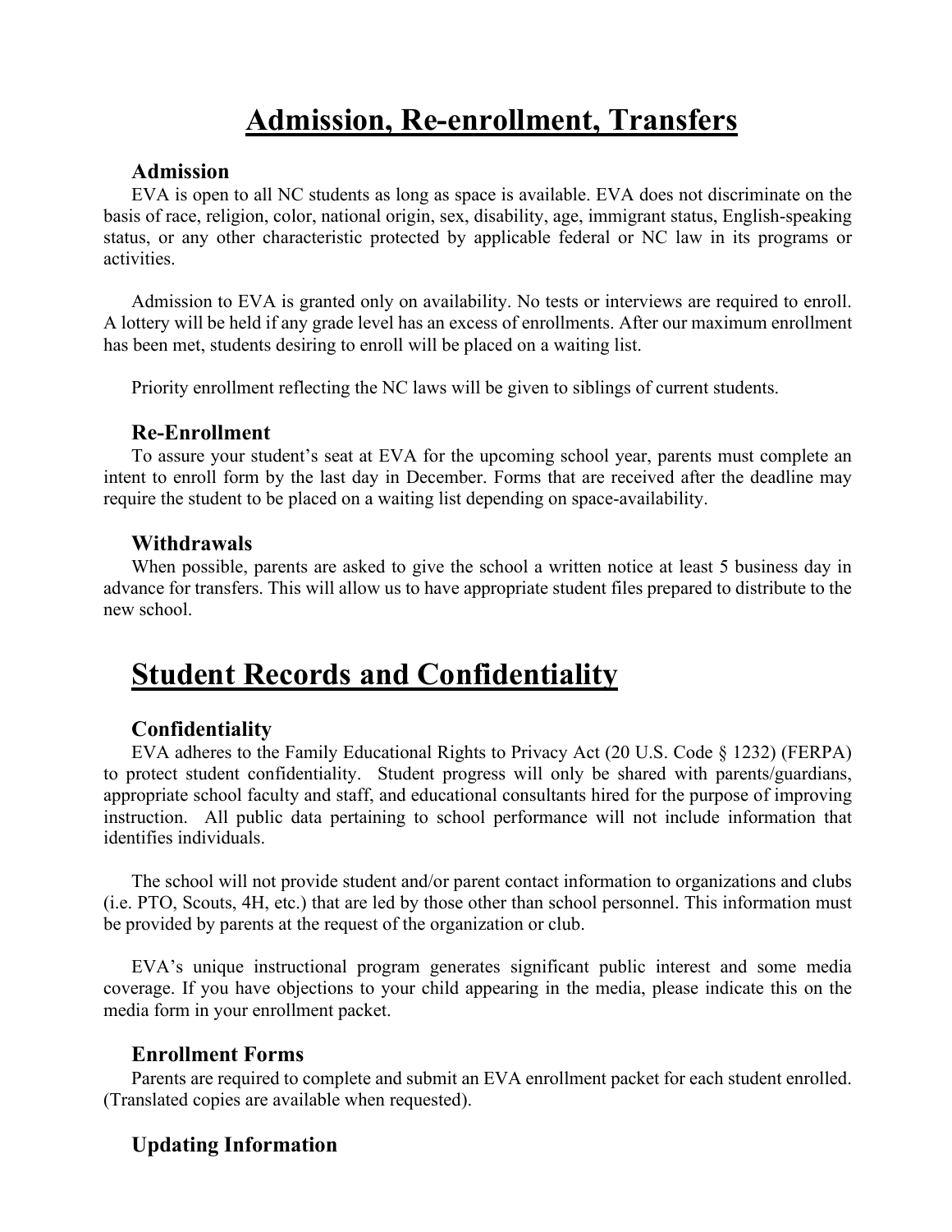# Admission, Re-enrollment, Transfers

### Admission

EVA is open to all NC students as long as space is available. EVA does not discriminate on the basis of race, religion, color, national origin, sex, disability, age, immigrant status, English-speaking status, or any other characteristic protected by applicable federal or NC law in its programs or activities.

Admission to EVA is granted only on availability. No tests or interviews are required to enroll. A lottery will be held if any grade level has an excess of enrollments. After our maximum enrollment has been met, students desiring to enroll will be placed on a waiting list.

Priority enrollment reflecting the NC laws will be given to siblings of current students.

### Re-Enrollment

To assure your student's seat at EVA for the upcoming school year, parents must complete an intent to enroll form by the last day in December. Forms that are received after the deadline may require the student to be placed on a waiting list depending on space-availability.

### Withdrawals

When possible, parents are asked to give the school a written notice at least 5 business day in advance for transfers. This will allow us to have appropriate student files prepared to distribute to the new school.

# Student Records and Confidentiality

### Confidentiality

EVA adheres to the Family Educational Rights to Privacy Act (20 U.S. Code § 1232) (FERPA) to protect student confidentiality. Student progress will only be shared with parents/guardians, appropriate school faculty and staff, and educational consultants hired for the purpose of improving instruction. All public data pertaining to school performance will not include information that identifies individuals.

The school will not provide student and/or parent contact information to organizations and clubs (i.e. PTO, Scouts, 4H, etc.) that are led by those other than school personnel. This information must be provided by parents at the request of the organization or club.

EVA's unique instructional program generates significant public interest and some media coverage. If you have objections to your child appearing in the media, please indicate this on the media form in your enrollment packet.

### Enrollment Forms

Parents are required to complete and submit an EVA enrollment packet for each student enrolled. (Translated copies are available when requested).

### Updating Information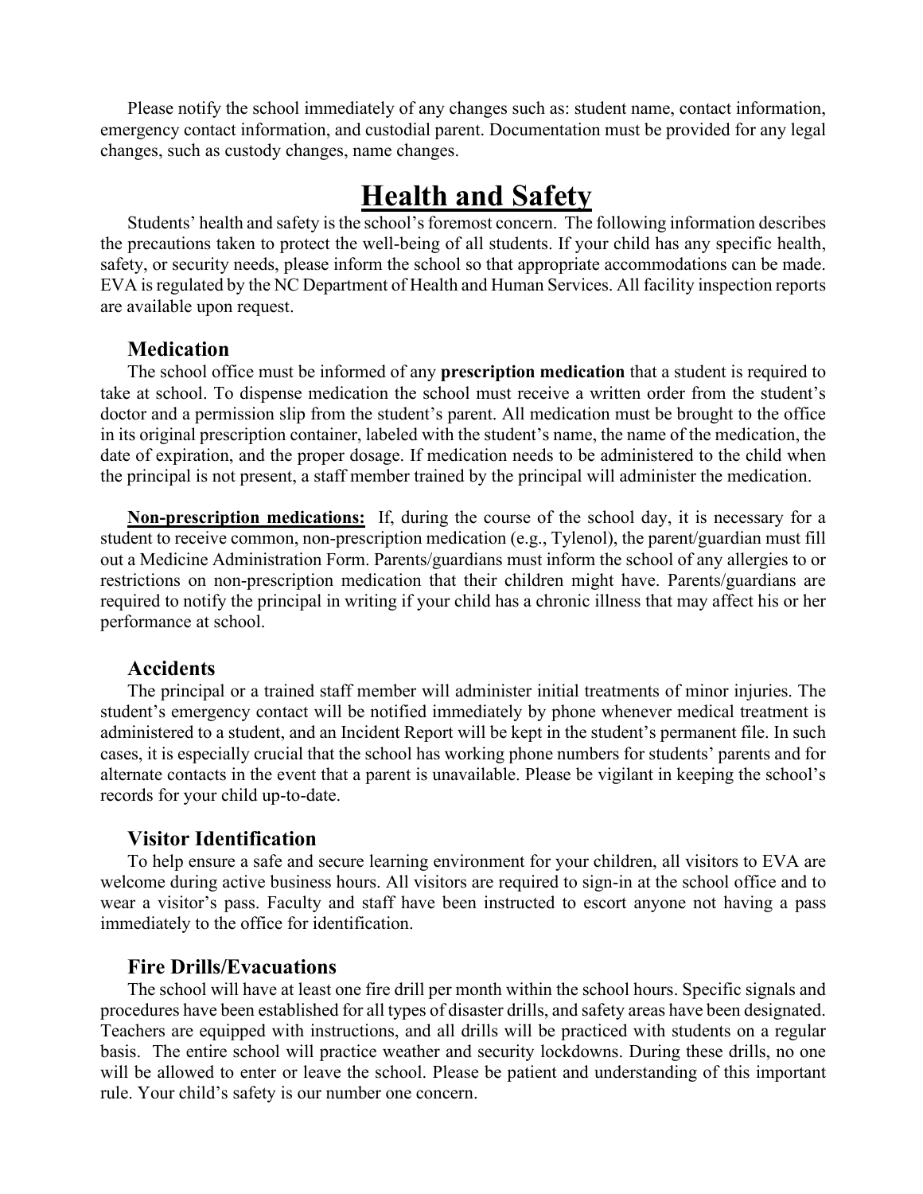Please notify the school immediately of any changes such as: student name, contact information, emergency contact information, and custodial parent. Documentation must be provided for any legal changes, such as custody changes, name changes.

# Health and Safety

Students' health and safety is the school's foremost concern. The following information describes the precautions taken to protect the well-being of all students. If your child has any specific health, safety, or security needs, please inform the school so that appropriate accommodations can be made. EVA is regulated by the NC Department of Health and Human Services. All facility inspection reports are available upon request.

### Medication

The school office must be informed of any **prescription medication** that a student is required to take at school. To dispense medication the school must receive a written order from the student's doctor and a permission slip from the student's parent. All medication must be brought to the office in its original prescription container, labeled with the student's name, the name of the medication, the date of expiration, and the proper dosage. If medication needs to be administered to the child when the principal is not present, a staff member trained by the principal will administer the medication.

**Non-prescription medications:** If, during the course of the school day, it is necessary for a student to receive common, non-prescription medication (e.g., Tylenol), the parent/guardian must fill out a Medicine Administration Form. Parents/guardians must inform the school of any allergies to or restrictions on non-prescription medication that their children might have. Parents/guardians are required to notify the principal in writing if your child has a chronic illness that may affect his or her performance at school.

### Accidents

The principal or a trained staff member will administer initial treatments of minor injuries. The student's emergency contact will be notified immediately by phone whenever medical treatment is administered to a student, and an Incident Report will be kept in the student's permanent file. In such cases, it is especially crucial that the school has working phone numbers for students' parents and for alternate contacts in the event that a parent is unavailable. Please be vigilant in keeping the school's records for your child up-to-date.

### Visitor Identification

To help ensure a safe and secure learning environment for your children, all visitors to EVA are welcome during active business hours. All visitors are required to sign-in at the school office and to wear a visitor's pass. Faculty and staff have been instructed to escort anyone not having a pass immediately to the office for identification.

### Fire Drills/Evacuations

The school will have at least one fire drill per month within the school hours. Specific signals and procedures have been established for all types of disaster drills, and safety areas have been designated. Teachers are equipped with instructions, and all drills will be practiced with students on a regular basis. The entire school will practice weather and security lockdowns. During these drills, no one will be allowed to enter or leave the school. Please be patient and understanding of this important rule. Your child's safety is our number one concern.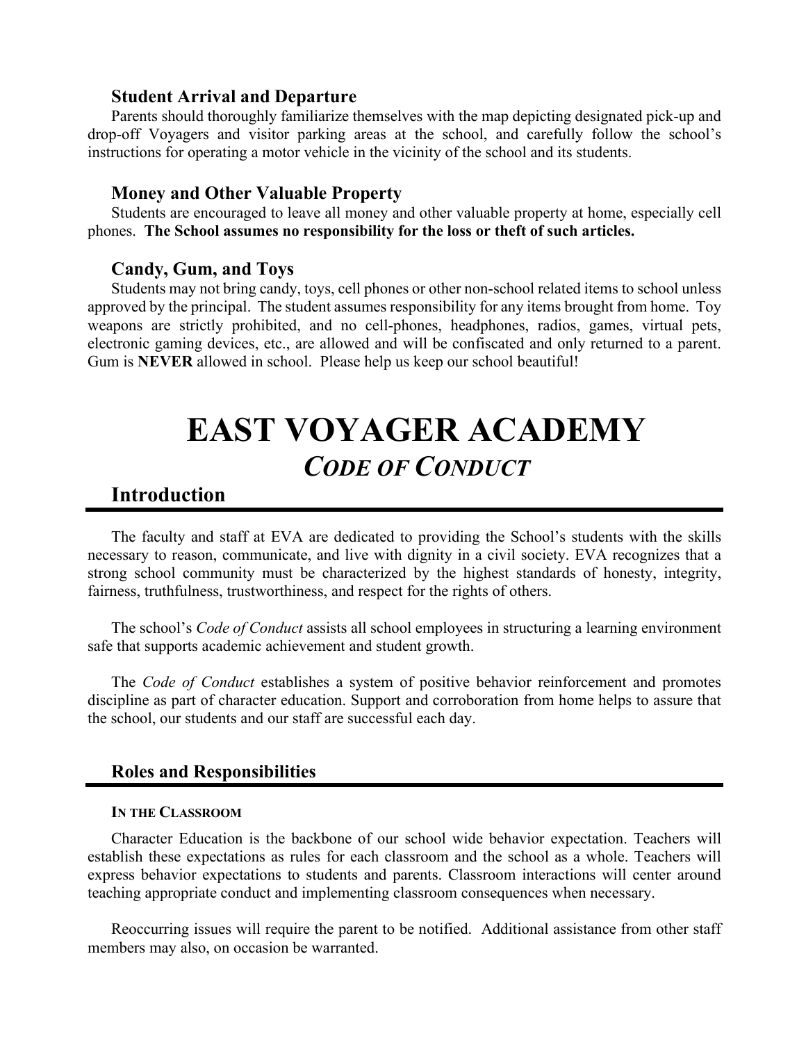### Student Arrival and Departure

Parents should thoroughly familiarize themselves with the map depicting designated pick-up and drop-off Voyagers and visitor parking areas at the school, and carefully follow the school's instructions for operating a motor vehicle in the vicinity of the school and its students.

### Money and Other Valuable Property

Students are encouraged to leave all money and other valuable property at home, especially cell phones. **The School assumes no responsibility for the loss or theft of such articles.**

### Candy, Gum, and Toys

Students may not bring candy, toys, cell phones or other non-school related items to school unless approved by the principal. The student assumes responsibility for any items brought from home. Toy weapons are strictly prohibited, and no cell-phones, headphones, radios, games, virtual pets, electronic gaming devices, etc., are allowed and will be confiscated and only returned to a parent. Gum is **NEVER** allowed in school. Please help us keep our school beautiful!

# EAST VOYAGER ACADEMY

## *CODE OF CONDUCT*

### Introduction

The faculty and staff at EVA are dedicated to providing the School's students with the skills necessary to reason, communicate, and live with dignity in a civil society. EVA recognizes that a strong school community must be characterized by the highest standards of honesty, integrity, fairness, truthfulness, trustworthiness, and respect for the rights of others.

The school's *Code of Conduct* assists all school employees in structuring a learning environment safe that supports academic achievement and student growth.

The *Code of Conduct* establishes a system of positive behavior reinforcement and promotes discipline as part of character education. Support and corroboration from home helps to assure that the school, our students and our staff are successful each day.

### Roles and Responsibilities

#### IN THE CLASSROOM

Character Education is the backbone of our school wide behavior expectation. Teachers will establish these expectations as rules for each classroom and the school as a whole. Teachers will express behavior expectations to students and parents. Classroom interactions will center around teaching appropriate conduct and implementing classroom consequences when necessary.

Reoccurring issues will require the parent to be notified. Additional assistance from other staff members may also, on occasion be warranted.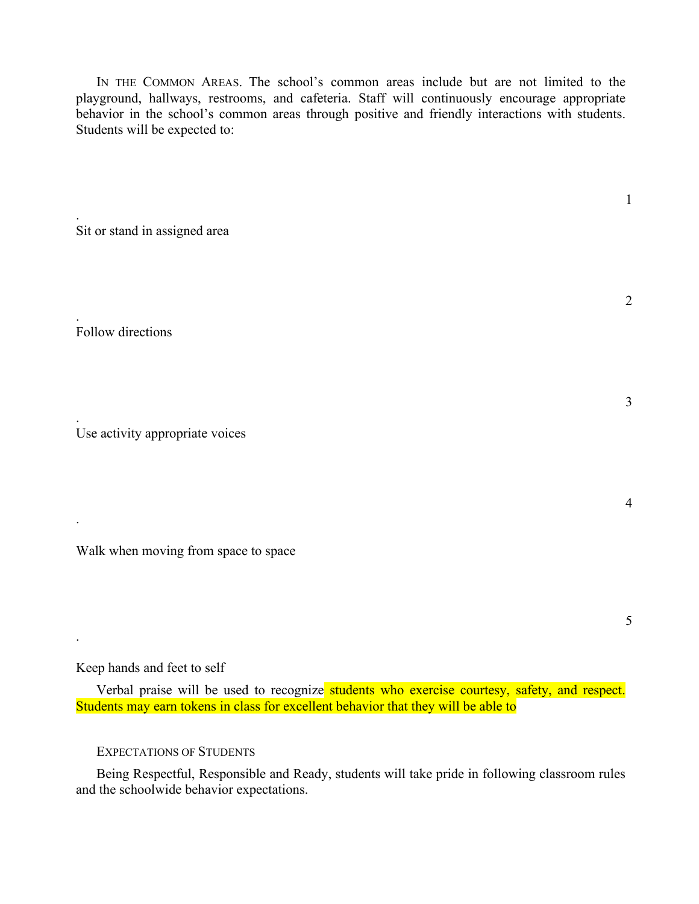In the Common Areas. The school's common areas include but are not limited to the playground, hallways, restrooms, and cafeteria. Staff will continuously encourage appropriate behavior in the school's common areas through positive and friendly interactions with students. Students will be expected to:

1. Sit or stand in assigned area
2. Follow directions
3. Use activity appropriate voices
4. Walk when moving from space to space
5. Keep hands and feet to self

Verbal praise will be used to recognize students who exercise courtesy, safety, and respect. Students may earn tokens in class for excellent behavior that they will be able to

Expectations of Students

Being Respectful, Responsible and Ready, students will take pride in following classroom rules and the schoolwide behavior expectations.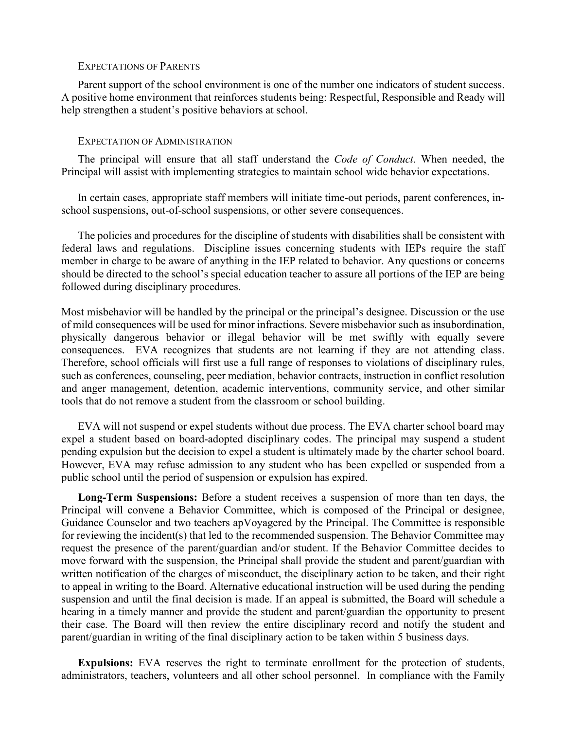### Expectations of Parents

Parent support of the school environment is one of the number one indicators of student success. A positive home environment that reinforces students being: Respectful, Responsible and Ready will help strengthen a student's positive behaviors at school.

### Expectation of Administration

The principal will ensure that all staff understand the *Code of Conduct*. When needed, the Principal will assist with implementing strategies to maintain school wide behavior expectations.

In certain cases, appropriate staff members will initiate time-out periods, parent conferences, in-school suspensions, out-of-school suspensions, or other severe consequences.

The policies and procedures for the discipline of students with disabilities shall be consistent with federal laws and regulations. Discipline issues concerning students with IEPs require the staff member in charge to be aware of anything in the IEP related to behavior. Any questions or concerns should be directed to the school's special education teacher to assure all portions of the IEP are being followed during disciplinary procedures.

Most misbehavior will be handled by the principal or the principal's designee. Discussion or the use of mild consequences will be used for minor infractions. Severe misbehavior such as insubordination, physically dangerous behavior or illegal behavior will be met swiftly with equally severe consequences. EVA recognizes that students are not learning if they are not attending class. Therefore, school officials will first use a full range of responses to violations of disciplinary rules, such as conferences, counseling, peer mediation, behavior contracts, instruction in conflict resolution and anger management, detention, academic interventions, community service, and other similar tools that do not remove a student from the classroom or school building.

EVA will not suspend or expel students without due process. The EVA charter school board may expel a student based on board-adopted disciplinary codes. The principal may suspend a student pending expulsion but the decision to expel a student is ultimately made by the charter school board. However, EVA may refuse admission to any student who has been expelled or suspended from a public school until the period of suspension or expulsion has expired.

**Long-Term Suspensions:** Before a student receives a suspension of more than ten days, the Principal will convene a Behavior Committee, which is composed of the Principal or designee, Guidance Counselor and two teachers apVoyagered by the Principal. The Committee is responsible for reviewing the incident(s) that led to the recommended suspension. The Behavior Committee may request the presence of the parent/guardian and/or student. If the Behavior Committee decides to move forward with the suspension, the Principal shall provide the student and parent/guardian with written notification of the charges of misconduct, the disciplinary action to be taken, and their right to appeal in writing to the Board. Alternative educational instruction will be used during the pending suspension and until the final decision is made. If an appeal is submitted, the Board will schedule a hearing in a timely manner and provide the student and parent/guardian the opportunity to present their case. The Board will then review the entire disciplinary record and notify the student and parent/guardian in writing of the final disciplinary action to be taken within 5 business days.

**Expulsions:** EVA reserves the right to terminate enrollment for the protection of students, administrators, teachers, volunteers and all other school personnel. In compliance with the Family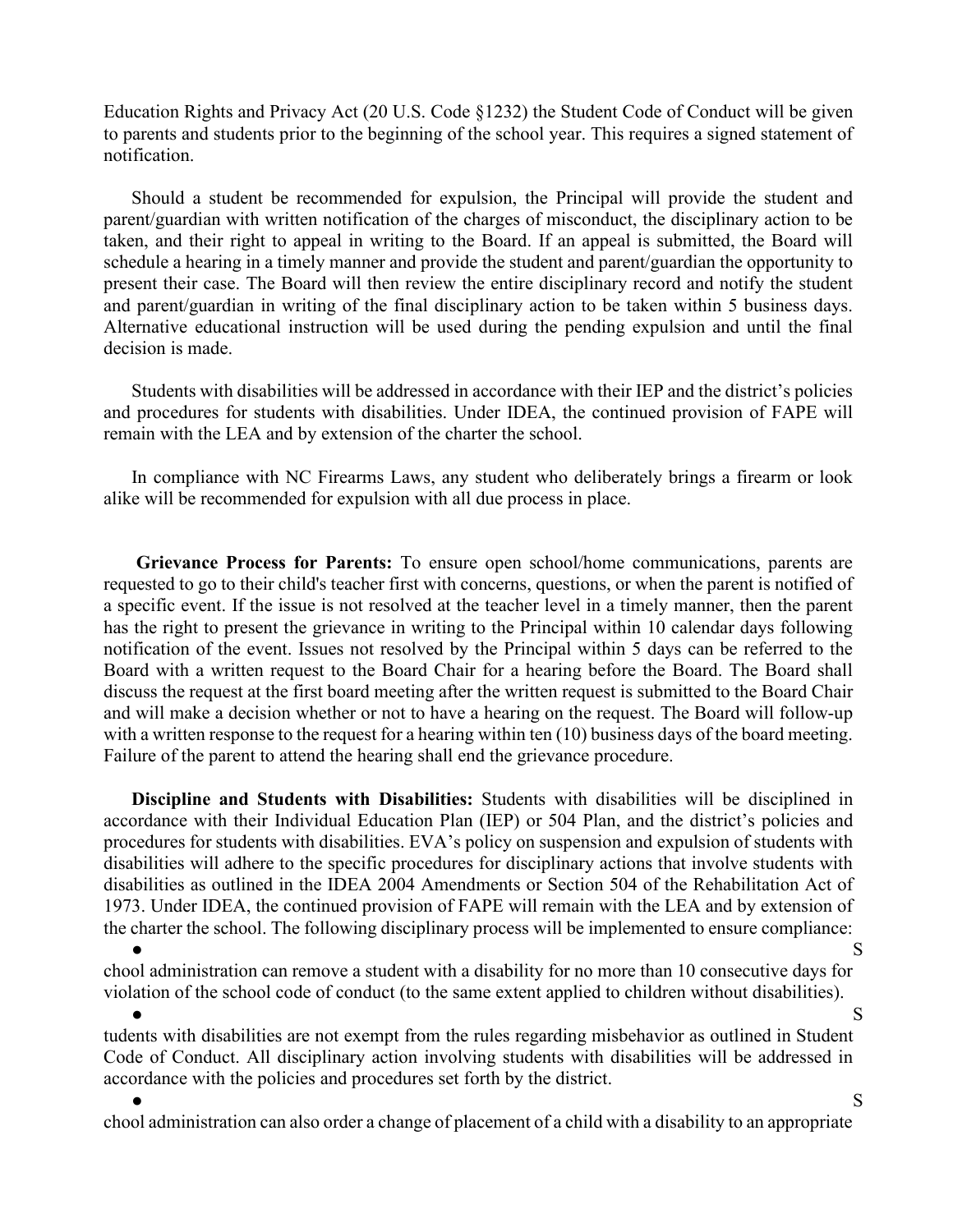Education Rights and Privacy Act (20 U.S. Code §1232) the Student Code of Conduct will be given to parents and students prior to the beginning of the school year. This requires a signed statement of notification.

Should a student be recommended for expulsion, the Principal will provide the student and parent/guardian with written notification of the charges of misconduct, the disciplinary action to be taken, and their right to appeal in writing to the Board. If an appeal is submitted, the Board will schedule a hearing in a timely manner and provide the student and parent/guardian the opportunity to present their case. The Board will then review the entire disciplinary record and notify the student and parent/guardian in writing of the final disciplinary action to be taken within 5 business days. Alternative educational instruction will be used during the pending expulsion and until the final decision is made.

Students with disabilities will be addressed in accordance with their IEP and the district's policies and procedures for students with disabilities. Under IDEA, the continued provision of FAPE will remain with the LEA and by extension of the charter the school.

In compliance with NC Firearms Laws, any student who deliberately brings a firearm or look alike will be recommended for expulsion with all due process in place.

**Grievance Process for Parents:** To ensure open school/home communications, parents are requested to go to their child's teacher first with concerns, questions, or when the parent is notified of a specific event. If the issue is not resolved at the teacher level in a timely manner, then the parent has the right to present the grievance in writing to the Principal within 10 calendar days following notification of the event. Issues not resolved by the Principal within 5 days can be referred to the Board with a written request to the Board Chair for a hearing before the Board. The Board shall discuss the request at the first board meeting after the written request is submitted to the Board Chair and will make a decision whether or not to have a hearing on the request. The Board will follow-up with a written response to the request for a hearing within ten (10) business days of the board meeting. Failure of the parent to attend the hearing shall end the grievance procedure.

**Discipline and Students with Disabilities:** Students with disabilities will be disciplined in accordance with their Individual Education Plan (IEP) or 504 Plan, and the district's policies and procedures for students with disabilities. EVA's policy on suspension and expulsion of students with disabilities will adhere to the specific procedures for disciplinary actions that involve students with disabilities as outlined in the IDEA 2004 Amendments or Section 504 of the Rehabilitation Act of 1973. Under IDEA, the continued provision of FAPE will remain with the LEA and by extension of the charter the school. The following disciplinary process will be implemented to ensure compliance:

- School administration can remove a student with a disability for no more than 10 consecutive days for violation of the school code of conduct (to the same extent applied to children without disabilities).
- Students with disabilities are not exempt from the rules regarding misbehavior as outlined in Student Code of Conduct. All disciplinary action involving students with disabilities will be addressed in accordance with the policies and procedures set forth by the district.
- School administration can also order a change of placement of a child with a disability to an appropriate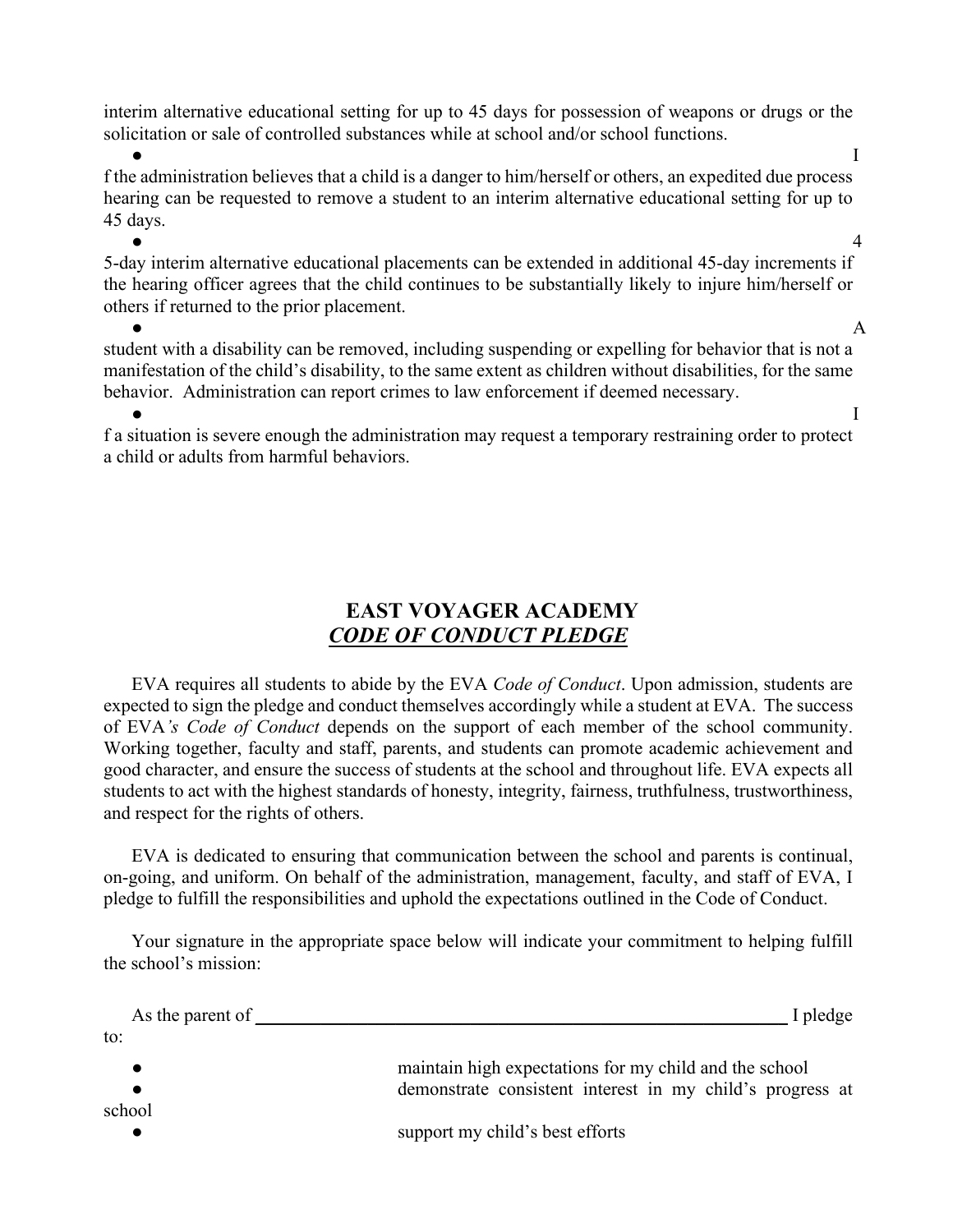interim alternative educational setting for up to 45 days for possession of weapons or drugs or the solicitation or sale of controlled substances while at school and/or school functions.

- If the administration believes that a child is a danger to him/herself or others, an expedited due process hearing can be requested to remove a student to an interim alternative educational setting for up to 45 days.
- 45-day interim alternative educational placements can be extended in additional 45-day increments if the hearing officer agrees that the child continues to be substantially likely to injure him/herself or others if returned to the prior placement.
- A student with a disability can be removed, including suspending or expelling for behavior that is not a manifestation of the child's disability, to the same extent as children without disabilities, for the same behavior. Administration can report crimes to law enforcement if deemed necessary.
- If a situation is severe enough the administration may request a temporary restraining order to protect a child or adults from harmful behaviors.

## EAST VOYAGER ACADEMY

## ***CODE OF CONDUCT PLEDGE***

EVA requires all students to abide by the EVA *Code of Conduct*. Upon admission, students are expected to sign the pledge and conduct themselves accordingly while a student at EVA. The success of EVA*'s Code of Conduct* depends on the support of each member of the school community. Working together, faculty and staff, parents, and students can promote academic achievement and good character, and ensure the success of students at the school and throughout life. EVA expects all students to act with the highest standards of honesty, integrity, fairness, truthfulness, trustworthiness, and respect for the rights of others.

EVA is dedicated to ensuring that communication between the school and parents is continual, on-going, and uniform. On behalf of the administration, management, faculty, and staff of EVA, I pledge to fulfill the responsibilities and uphold the expectations outlined in the Code of Conduct.

Your signature in the appropriate space below will indicate your commitment to helping fulfill the school's mission:

As the parent of ______________________________________________ I pledge to:

- maintain high expectations for my child and the school
- demonstrate consistent interest in my child's progress at school
- support my child's best efforts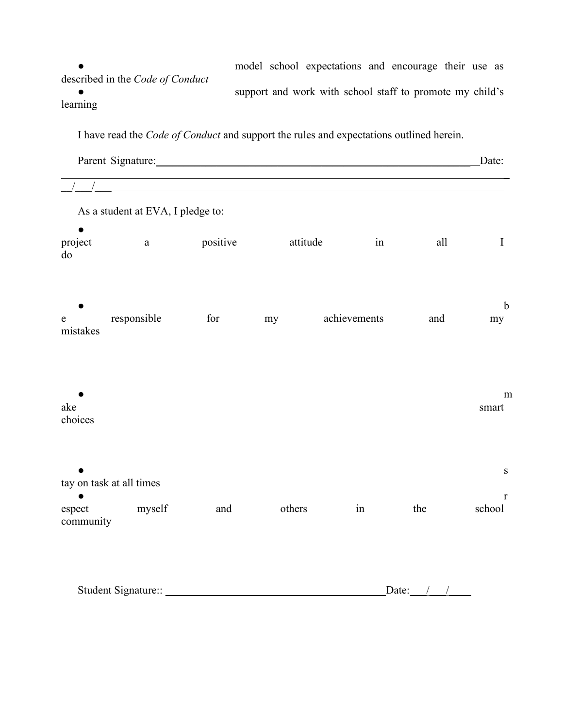- model school expectations and encourage their use as described in the *Code of Conduct*
- support and work with school staff to promote my child's learning

I have read the *Code of Conduct* and support the rules and expectations outlined herein.

Parent Signature:______________________________________________________Date: __/__/___

As a student at EVA, I pledge to:

- project a positive attitude in all I do
- be responsible for my achievements and my mistakes
- make smart choices
- stay on task at all times
- respect myself and others in the school community

Student Signature:: ________________________________________Date:___/___/____